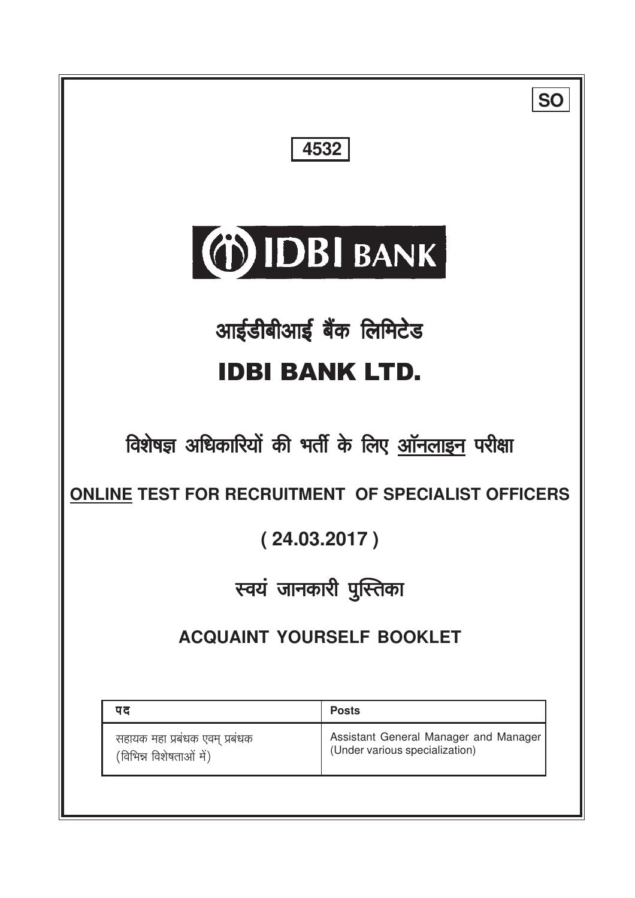**SO**

**4532**

IDBI BANK

# आईडीबीआई बैंक लिमिटेड

# IDBI BANK LTD.

## विशेषज्ञ अधिकारियों की भर्ती के लिए ऑनलाइन परीक्षा

## ONLINE TEST FOR RECRUITMENT OF SPECIALIST OFFICERS

## ( 24.03.2017 )

## स्वयं जानकारी पुस्तिका

## ACQUAINT YOURSELF BOOKLET

| पद | Posts |
| --- | --- |
| सहायक महा प्रबंधक एवम् प्रबंधक (विभिन्न विशेषताओं में) | Assistant General Manager and Manager (Under various specialization) |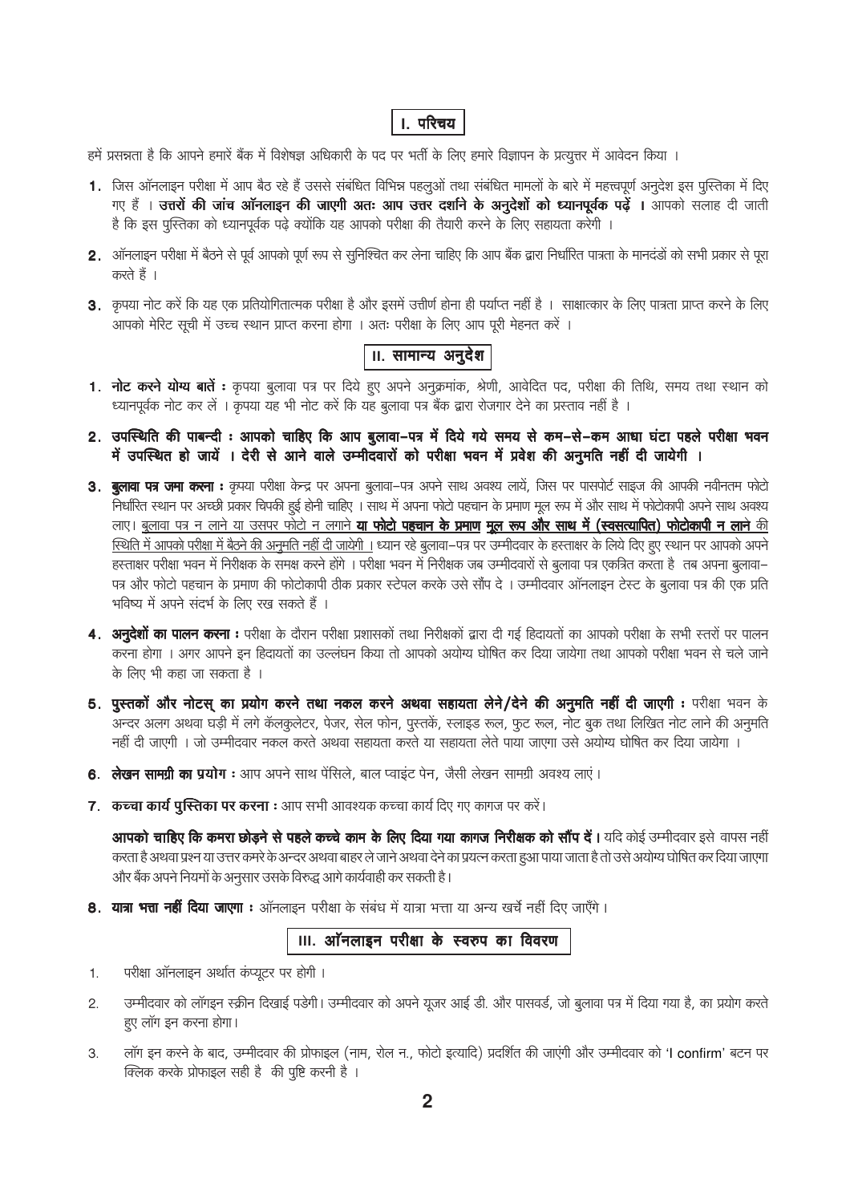## I. परिचय

हमें प्रसन्नता है कि आपने हमारें बैंक में विशेषज्ञ अधिकारी के पद पर भर्ती के लिए हमारे विज्ञापन के प्रत्युत्तर में आवेदन किया ।

1. जिस ऑनलाइन परीक्षा में आप बैठ रहे हैं उससे संबंधित विभिन्न पहलुओं तथा संबंधित मामलों के बारे में महत्त्वपूर्ण अनुदेश इस पुस्तिका में दिए गए हैं । **उत्तरों की जांच ऑनलाइन की जाएगी अतः आप उत्तर दर्शाने के अनुदेशों को ध्यानपूर्वक पढ़ें ।** आपको सलाह दी जाती है कि इस पुस्तिका को ध्यानपूर्वक पढ़े क्योंकि यह आपको परीक्षा की तैयारी करने के लिए सहायता करेगी ।

2. ऑनलाइन परीक्षा में बैठने से पूर्व आपको पूर्ण रूप से सुनिश्चित कर लेना चाहिए कि आप बैंक द्वारा निर्धारित पात्रता के मानदंडों को सभी प्रकार से पूरा करते हैं ।

3. कृपया नोट करें कि यह एक प्रतियोगितात्मक परीक्षा है और इसमें उत्तीर्ण होना ही पर्याप्त नहीं है । साक्षात्कार के लिए पात्रता प्राप्त करने के लिए आपको मेरिट सूची में उच्च स्थान प्राप्त करना होगा । अतः परीक्षा के लिए आप पूरी मेहनत करें ।

## II. सामान्य अनुदेश

1. **नोट करने योग्य बातें :** कृपया बुलावा पत्र पर दिये हुए अपने अनुक्रमांक, श्रेणी, आवेदित पद, परीक्षा की तिथि, समय तथा स्थान को ध्यानपूर्वक नोट कर लें । कृपया यह भी नोट करें कि यह बुलावा पत्र बैंक द्वारा रोजगार देने का प्रस्ताव नहीं है ।

2. **उपस्थिति की पाबन्दी : आपको चाहिए कि आप बुलावा-पत्र में दिये गये समय से कम-से-कम आधा घंटा पहले परीक्षा भवन में उपस्थित हो जायें । देरी से आने वाले उम्मीदवारों को परीक्षा भवन में प्रवेश की अनुमति नहीं दी जायेगी ।**

3. **बुलावा पत्र जमा करना :** कृपया परीक्षा केन्द्र पर अपना बुलावा-पत्र अपने साथ अवश्य लायें, जिस पर पासपोर्ट साइज की आपकी नवीनतम फोटो निर्धारित स्थान पर अच्छी प्रकार चिपकी हुई होनी चाहिए । साथ में अपना फोटो पहचान के प्रमाण मूल रूप में और साथ में फोटोकापी अपने साथ अवश्य लाए। बुलावा पत्र न लाने या उसपर फोटो न लगाने **या फोटो पहचान के प्रमाण मूल रूप और साथ में (स्वसत्यापित) फोटोकापी न लाने** की स्थिति में आपको परीक्षा में बैठने की अनुमति नहीं दी जायेगी । ध्यान रहे बुलावा-पत्र पर उम्मीदवार के हस्ताक्षर के लिये दिए हुए स्थान पर आपको अपने हस्ताक्षर परीक्षा भवन में निरीक्षक के समक्ष करने होंगे । परीक्षा भवन में निरीक्षक जब उम्मीदवारों से बुलावा पत्र एकत्रित करता है तब अपना बुलावा-पत्र और फोटो पहचान के प्रमाण की फोटोकापी ठीक प्रकार स्टेपल करके उसे सौंप दे । उम्मीदवार ऑनलाइन टेस्ट के बुलावा पत्र की एक प्रति भविष्य में अपने संदर्भ के लिए रख सकते हैं ।

4. **अनुदेशों का पालन करना :** परीक्षा के दौरान परीक्षा प्रशासकों तथा निरीक्षकों द्वारा दी गई हिदायतों का आपको परीक्षा के सभी स्तरों पर पालन करना होगा । अगर आपने इन हिदायतों का उल्लंघन किया तो आपको अयोग्य घोषित कर दिया जायेगा तथा आपको परीक्षा भवन से चले जाने के लिए भी कहा जा सकता है ।

5. **पुस्तकों और नोटस् का प्रयोग करने तथा नकल करने अथवा सहायता लेने/देने की अनुमति नहीं दी जाएगी :** परीक्षा भवन के अन्दर अलग अथवा घड़ी में लगे कॅलकुलेटर, पेजर, सेल फोन, पुस्तकें, स्लाइड रूल, फुट रूल, नोट बुक तथा लिखित नोट लाने की अनुमति नहीं दी जाएगी । जो उम्मीदवार नकल करते अथवा सहायता करते या सहायता लेते पाया जाएगा उसे अयोग्य घोषित कर दिया जायेगा ।

6. **लेखन सामग्री का प्रयोग :** आप अपने साथ पेंसिले, बाल प्वाइंट पेन, जैसी लेखन सामग्री अवश्य लाएं।

7. **कच्चा कार्य पुस्तिका पर करना :** आप सभी आवश्यक कच्चा कार्य दिए गए कागज पर करें।

   **आपको चाहिए कि कमरा छोड़ने से पहले कच्चे काम के लिए दिया गया कागज निरीक्षक को सौंप दें।** यदि कोई उम्मीदवार इसे वापस नहीं करता है अथवा प्रश्न या उत्तर कमरे के अन्दर अथवा बाहर ले जाने अथवा देने का प्रयत्न करता हुआ पाया जाता है तो उसे अयोग्य घोषित कर दिया जाएगा और बैंक अपने नियमों के अनुसार उसके विरुद्ध आगे कार्यवाही कर सकती है।

8. **यात्रा भत्ता नहीं दिया जाएगा :** ऑनलाइन परीक्षा के संबंध में यात्रा भत्ता या अन्य खर्चे नहीं दिए जाएँगे।

## III. ऑनलाइन परीक्षा के स्वरुप का विवरण

1. परीक्षा ऑनलाइन अर्थात कंप्यूटर पर होगी ।
2. उम्मीदवार को लॉगइन स्क्रीन दिखाई पडेगी। उम्मीदवार को अपने यूजर आई डी. और पासवर्ड, जो बुलावा पत्र में दिया गया है, का प्रयोग करते हुए लॉग इन करना होगा।
3. लॉग इन करने के बाद, उम्मीदवार की प्रोफाइल (नाम, रोल न., फोटो इत्यादि) प्रदर्शित की जाएंगी और उम्मीदवार को 'I confirm' बटन पर क्लिक करके प्रोफाइल सही है की पुष्टि करनी है ।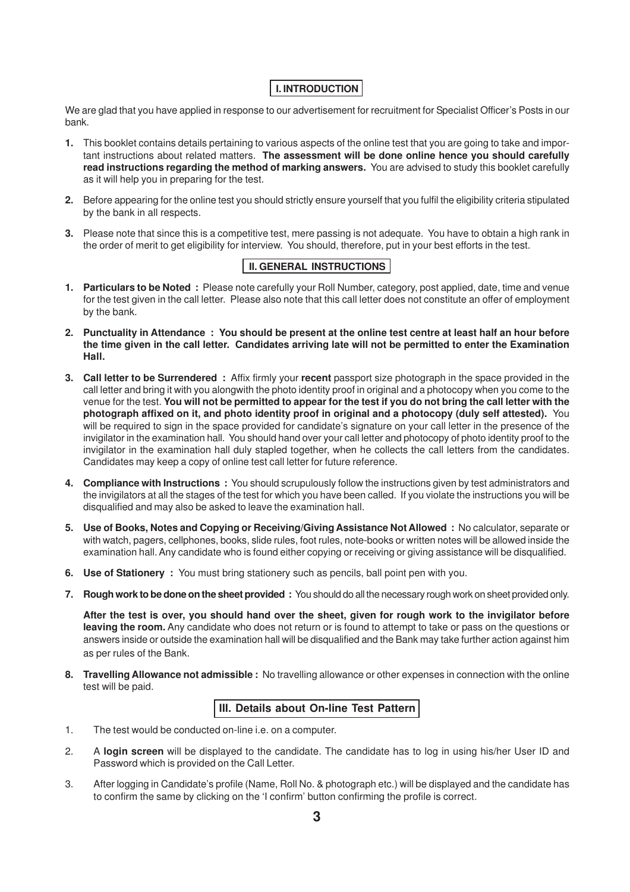## I. INTRODUCTION

We are glad that you have applied in response to our advertisement for recruitment for Specialist Officer's Posts in our bank.

1. This booklet contains details pertaining to various aspects of the online test that you are going to take and important instructions about related matters. **The assessment will be done online hence you should carefully read instructions regarding the method of marking answers.** You are advised to study this booklet carefully as it will help you in preparing for the test.

2. Before appearing for the online test you should strictly ensure yourself that you fulfil the eligibility criteria stipulated by the bank in all respects.

3. Please note that since this is a competitive test, mere passing is not adequate. You have to obtain a high rank in the order of merit to get eligibility for interview. You should, therefore, put in your best efforts in the test.

## II. GENERAL INSTRUCTIONS

1. **Particulars to be Noted :** Please note carefully your Roll Number, category, post applied, date, time and venue for the test given in the call letter. Please also note that this call letter does not constitute an offer of employment by the bank.

2. **Punctuality in Attendance : You should be present at the online test centre at least half an hour before the time given in the call letter. Candidates arriving late will not be permitted to enter the Examination Hall.**

3. **Call letter to be Surrendered :** Affix firmly your **recent** passport size photograph in the space provided in the call letter and bring it with you alongwith the photo identity proof in original and a photocopy when you come to the venue for the test. **You will not be permitted to appear for the test if you do not bring the call letter with the photograph affixed on it, and photo identity proof in original and a photocopy (duly self attested).** You will be required to sign in the space provided for candidate's signature on your call letter in the presence of the invigilator in the examination hall. You should hand over your call letter and photocopy of photo identity proof to the invigilator in the examination hall duly stapled together, when he collects the call letters from the candidates. Candidates may keep a copy of online test call letter for future reference.

4. **Compliance with Instructions :** You should scrupulously follow the instructions given by test administrators and the invigilators at all the stages of the test for which you have been called. If you violate the instructions you will be disqualified and may also be asked to leave the examination hall.

5. **Use of Books, Notes and Copying or Receiving/Giving Assistance Not Allowed :** No calculator, separate or with watch, pagers, cellphones, books, slide rules, foot rules, note-books or written notes will be allowed inside the examination hall. Any candidate who is found either copying or receiving or giving assistance will be disqualified.

6. **Use of Stationery :** You must bring stationery such as pencils, ball point pen with you.

7. **Rough work to be done on the sheet provided :** You should do all the necessary rough work on sheet provided only.

   **After the test is over, you should hand over the sheet, given for rough work to the invigilator before leaving the room.** Any candidate who does not return or is found to attempt to take or pass on the questions or answers inside or outside the examination hall will be disqualified and the Bank may take further action against him as per rules of the Bank.

8. **Travelling Allowance not admissible :** No travelling allowance or other expenses in connection with the online test will be paid.

## III. Details about On-line Test Pattern

1. The test would be conducted on-line i.e. on a computer.

2. A **login screen** will be displayed to the candidate. The candidate has to log in using his/her User ID and Password which is provided on the Call Letter.

3. After logging in Candidate's profile (Name, Roll No. & photograph etc.) will be displayed and the candidate has to confirm the same by clicking on the 'I confirm' button confirming the profile is correct.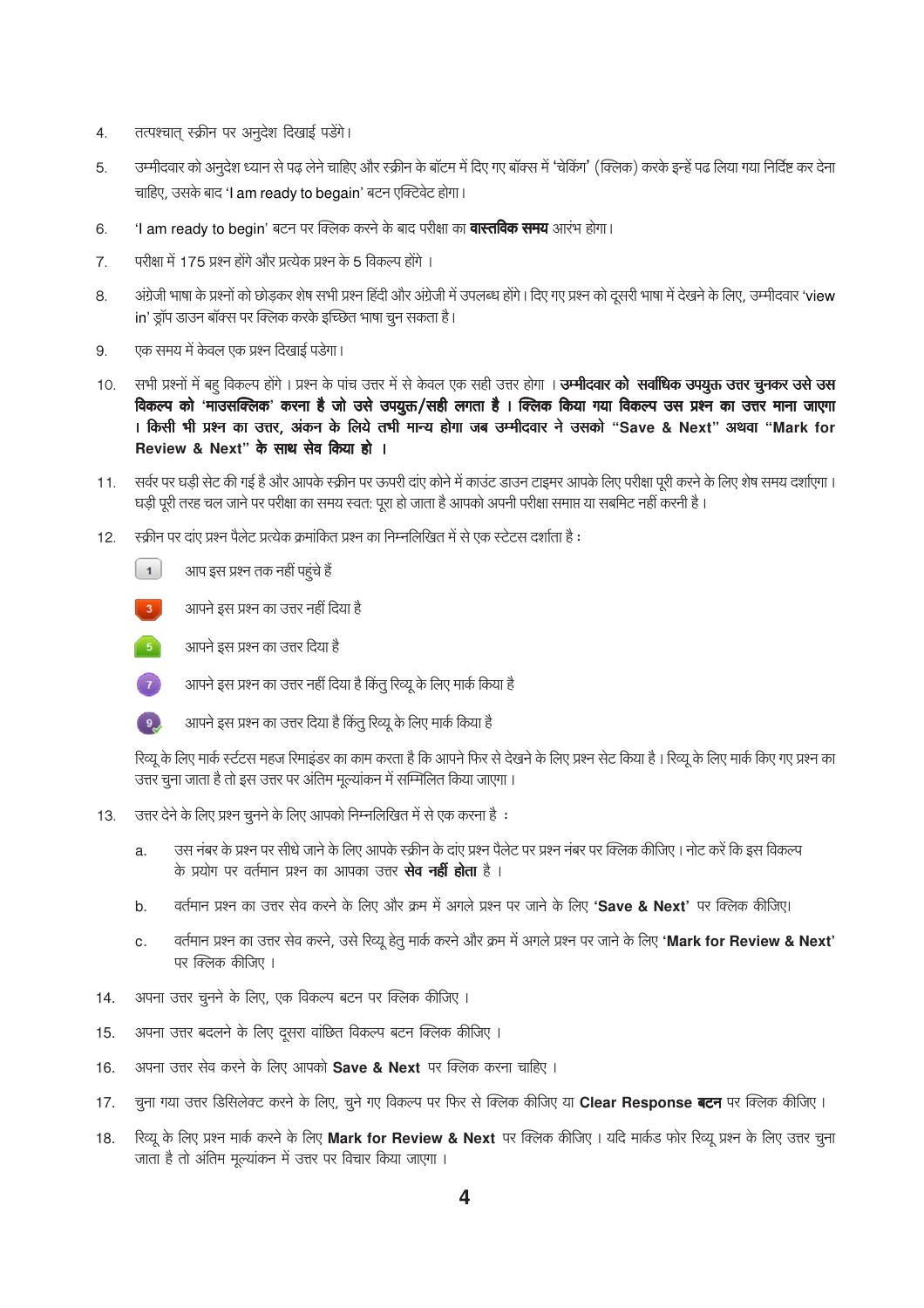4. तत्पश्चात् स्क्रीन पर अनुदेश दिखाई पड़ेंगे।

5. उम्मीदवार को अनुदेश ध्यान से पढ़ लेने चाहिए और स्क्रीन के बॉटम में दिए गए बॉक्स में 'चेकिंग' (क्लिक) करके इन्हें पढ लिया गया निर्दिष्ट कर देना चाहिए, उसके बाद 'I am ready to begain' बटन एक्टिवेट होगा।

6. 'I am ready to begin' बटन पर क्लिक करने के बाद परीक्षा का **वास्तविक समय** आरंभ होगा।

7. परीक्षा में 175 प्रश्न होंगे और प्रत्येक प्रश्न के 5 विकल्प होंगे ।

8. अंग्रेजी भाषा के प्रश्नों को छोड़कर शेष सभी प्रश्न हिंदी और अंग्रेजी में उपलब्ध होंगे। दिए गए प्रश्न को दूसरी भाषा में देखने के लिए, उम्मीदवार 'view in' ड्रॉप डाउन बॉक्स पर क्लिक करके इच्छित भाषा चुन सकता है।

9. एक समय में केवल एक प्रश्न दिखाई पडेगा।

10. सभी प्रश्नों में बहु विकल्प होंगे। प्रश्न के पांच उत्तर में से केवल एक सही उत्तर होगा । **उम्मीदवार को सर्वाधिक उपयुक्त उत्तर चुनकर उसे उस विकल्प को 'माउसक्लिक' करना है जो उसे उपयुक्त/सही लगता है । क्लिक किया गया विकल्प उस प्रश्न का उत्तर माना जाएगा । किसी भी प्रश्न का उत्तर, अंकन के लिये तभी मान्य होगा जब उम्मीदवार ने उसको "Save & Next" अथवा "Mark for Review & Next" के साथ सेव किया हो ।**

11. सर्वर पर घड़ी सेट की गई है और आपके स्क्रीन पर ऊपरी दांए कोने में काउंट डाउन टाइमर आपके लिए परीक्षा पूरी करने के लिए शेष समय दर्शाएगा। घड़ी पूरी तरह चल जाने पर परीक्षा का समय स्वत: पूरा हो जाता है आपको अपनी परीक्षा समाप्त या सबमिट नहीं करनी है।

12. स्क्रीन पर दांए प्रश्न पैलेट प्रत्येक क्रमांकित प्रश्न का निम्नलिखित में से एक स्टेटस दर्शाता है :

    - 1 — आप इस प्रश्न तक नहीं पहुंचे हैं
    - 3 — आपने इस प्रश्न का उत्तर नहीं दिया है
    - 5 — आपने इस प्रश्न का उत्तर दिया है
    - 7 — आपने इस प्रश्न का उत्तर नहीं दिया है किंतु रिव्यू के लिए मार्क किया है
    - 9 — आपने इस प्रश्न का उत्तर दिया है किंतु रिव्यू के लिए मार्क किया है

    रिव्यू के लिए मार्क र्स्टटस महज रिमाइंडर का काम करता है कि आपने फिर से देखने के लिए प्रश्न सेट किया है। रिव्यू के लिए मार्क किए गए प्रश्न का उत्तर चुना जाता है तो इस उत्तर पर अंतिम मूल्यांकन में सम्मिलित किया जाएगा।

13. उत्तर देने के लिए प्रश्न चुनने के लिए आपको निम्नलिखित में से एक करना है :

    a. उस नंबर के प्रश्न पर सीधे जाने के लिए आपके स्क्रीन के दांए प्रश्न पैलेट पर प्रश्न नंबर पर क्लिक कीजिए। नोट करें कि इस विकल्प के प्रयोग पर वर्तमान प्रश्न का आपका उत्तर **सेव नहीं होता** है ।

    b. वर्तमान प्रश्न का उत्तर सेव करने के लिए और क्रम में अगले प्रश्न पर जाने के लिए **'Save & Next'** पर क्लिक कीजिए।

    c. वर्तमान प्रश्न का उत्तर सेव करने, उसे रिव्यू हेतु मार्क करने और क्रम में अगले प्रश्न पर जाने के लिए **'Mark for Review & Next'** पर क्लिक कीजिए ।

14. अपना उत्तर चुनने के लिए, एक विकल्प बटन पर क्लिक कीजिए ।

15. अपना उत्तर बदलने के लिए दूसरा वांछित विकल्प बटन क्लिक कीजिए ।

16. अपना उत्तर सेव करने के लिए आपको **Save & Next** पर क्लिक करना चाहिए ।

17. चुना गया उत्तर डिसिलेक्ट करने के लिए, चुने गए विकल्प पर फिर से क्लिक कीजिए या **Clear Response बटन** पर क्लिक कीजिए ।

18. रिव्यू के लिए प्रश्न मार्क करने के लिए **Mark for Review & Next** पर क्लिक कीजिए । यदि मार्कड फोर रिव्यू प्रश्न के लिए उत्तर चुना जाता है तो अंतिम मूल्यांकन में उत्तर पर विचार किया जाएगा ।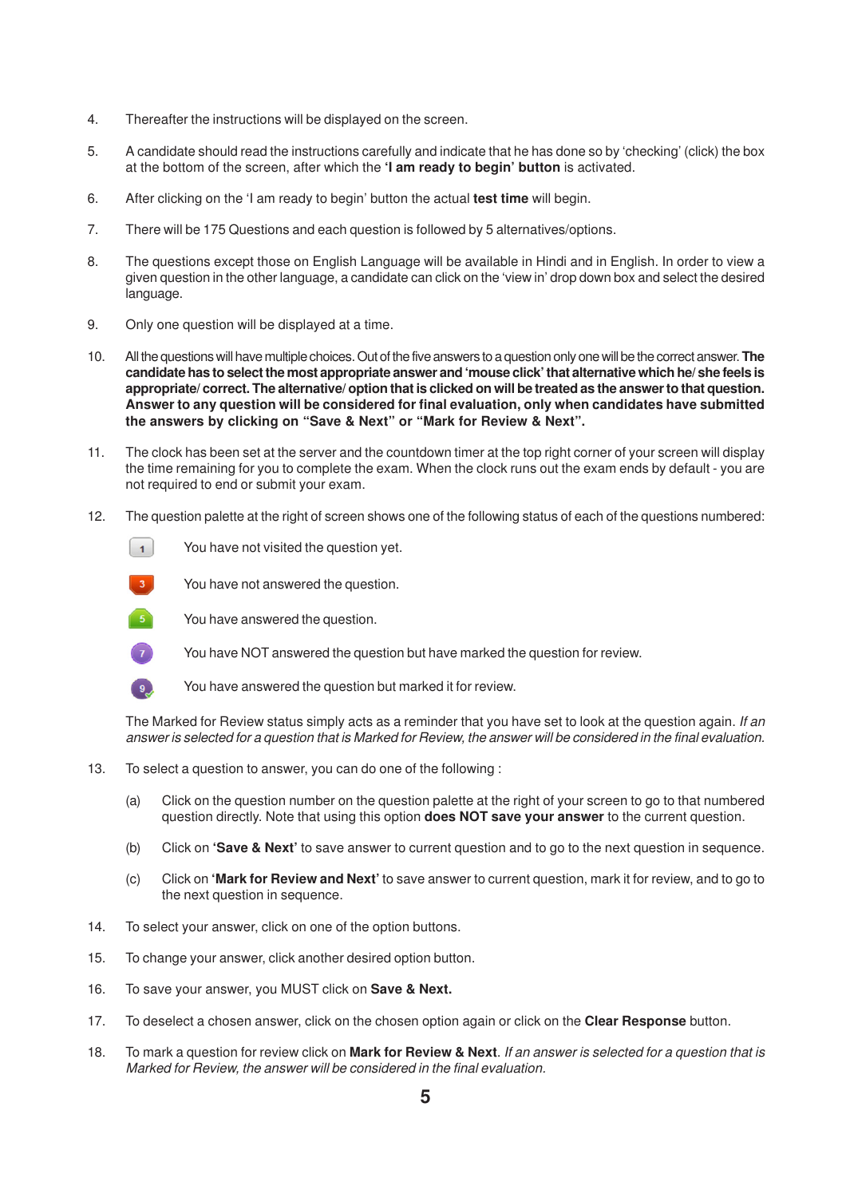4. Thereafter the instructions will be displayed on the screen.

5. A candidate should read the instructions carefully and indicate that he has done so by 'checking' (click) the box at the bottom of the screen, after which the **'I am ready to begin' button** is activated.

6. After clicking on the 'I am ready to begin' button the actual **test time** will begin.

7. There will be 175 Questions and each question is followed by 5 alternatives/options.

8. The questions except those on English Language will be available in Hindi and English. In order to view a given question in the other language, a candidate can click on the 'view in' drop down box and select the desired language.

9. Only one question will be displayed at a time.

10. All the questions will have multiple choices. Out of the five answers to a question only one will be the correct answer. **The candidate has to select the most appropriate answer and 'mouse click' that alternative which he/ she feels is appropriate/ correct. The alternative/ option that is clicked on will be treated as the answer to that question. Answer to any question will be considered for final evaluation, only when candidates have submitted the answers by clicking on "Save & Next" or "Mark for Review & Next".**

11. The clock has been set at the server and the countdown timer at the top right corner of your screen will display the time remaining for you to complete the exam. When the clock runs out the exam ends by default - you are not required to end or submit your exam.

12. The question palette at the right of screen shows one of the following status of each of the questions numbered:

    1 You have not visited the question yet.

    3 You have not answered the question.

    5 You have answered the question.

    7 You have NOT answered the question but have marked the question for review.

    9 You have answered the question but marked it for review.

    The Marked for Review status simply acts as a reminder that you have set to look at the question again. *If an answer is selected for a question that is Marked for Review, the answer will be considered in the final evaluation.*

13. To select a question to answer, you can do one of the following :

    (a) Click on the question number on the question palette at the right of your screen to go to that numbered question directly. Note that using this option **does NOT save your answer** to the current question.

    (b) Click on **'Save & Next'** to save answer to current question and to go to the next question in sequence.

    (c) Click on **'Mark for Review and Next'** to save answer to current question, mark it for review, and to go to the next question in sequence.

14. To select your answer, click on one of the option buttons.

15. To change your answer, click another desired option button.

16. To save your answer, you MUST click on **Save & Next.**

17. To deselect a chosen answer, click on the chosen option again or click on the **Clear Response** button.

18. To mark a question for review click on **Mark for Review & Next**. *If an answer is selected for a question that is Marked for Review, the answer will be considered in the final evaluation.*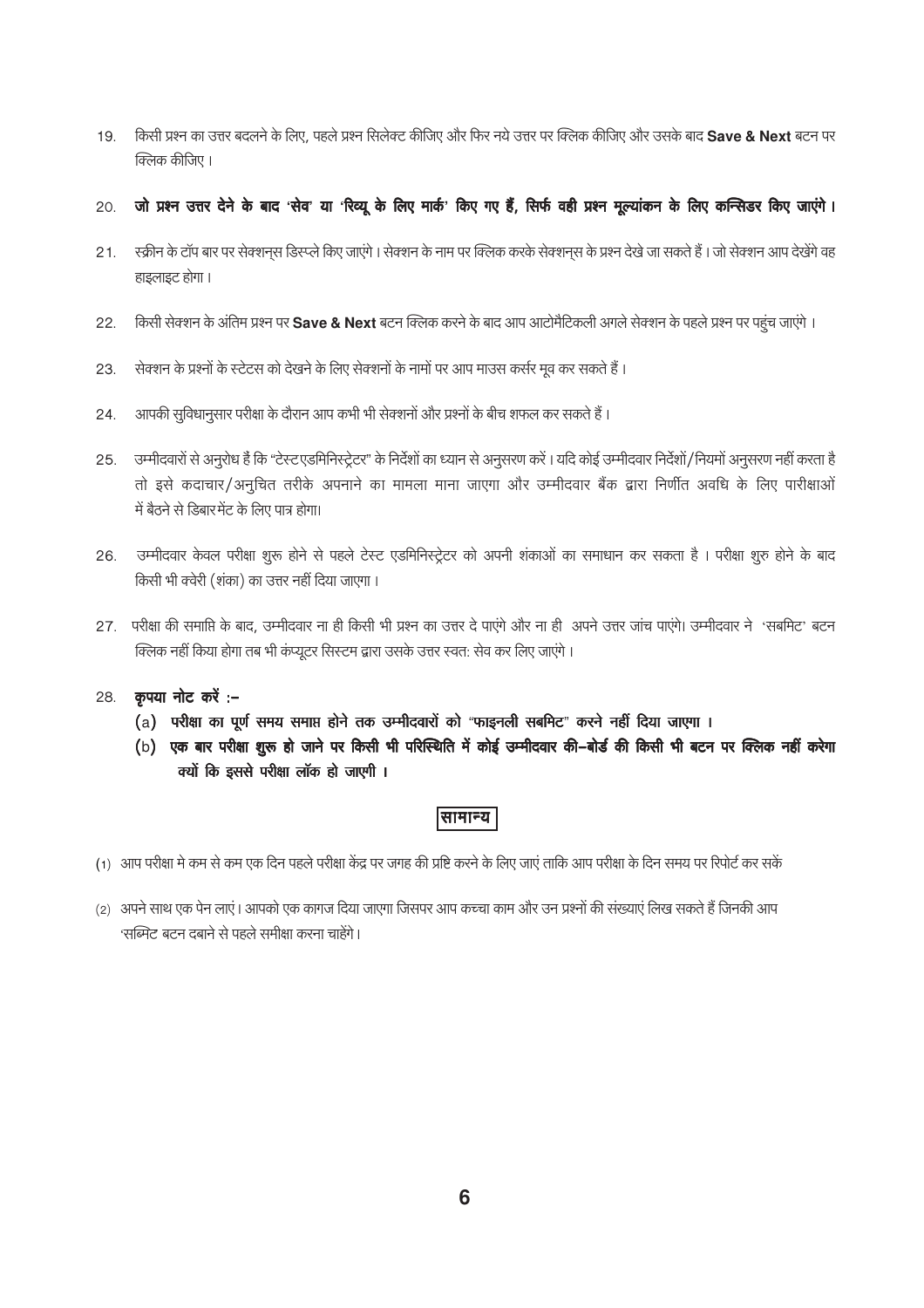19. किसी प्रश्न का उत्तर बदलने के लिए, पहले प्रश्न सिलेक्ट कीजिए और फिर नये उत्तर पर क्लिक कीजिए और उसके बाद **Save & Next** बटन पर क्लिक कीजिए।

20. **जो प्रश्न उत्तर देने के बाद 'सेव' या 'रिव्यू के लिए मार्क' किए गए हैं, सिर्फ वही प्रश्न मूल्यांकन के लिए कन्सिडर किए जाएंगे।**

21. स्क्रीन के टॉप बार पर सेक्शन्स डिस्प्ले किए जाएंगे। सेक्शन के नाम पर क्लिक करके सेक्शन्स के प्रश्न देखे जा सकते हैं। जो सेक्शन आप देखेंगे वह हाइलाइट होगा।

22. किसी सेक्शन के अंतिम प्रश्न पर **Save & Next** बटन क्लिक करने के बाद आप आटोमैटिकली अगले सेक्शन के पहले प्रश्न पर पहुंच जाएंगे।

23. सेक्शन के प्रश्नों के स्टेटस को देखने के लिए सेक्शनों के नामों पर आप माउस कर्सर मूव कर सकते हैं।

24. आपकी सुविधानुसार परीक्षा के दौरान आप कभी भी सेक्शनों और प्रश्नों के बीच शफल कर सकते हैं।

25. उम्मीदवारों से अनुरोध हैं कि "टेस्टएडमिनिस्ट्रेटर" के निर्देशों का ध्यान से अनुसरण करें। यदि कोई उम्मीदवार निर्देशों/नियमों अनुसरण नहीं करता है तो इसे कदाचार/अनुचित तरीके अपनाने का मामला माना जाएगा और उम्मीदवार बैंक द्वारा निर्णीत अवधि के लिए पारीक्षाओं में बैठने से डिबारमेंट के लिए पात्र होगा।

26. उम्मीदवार केवल परीक्षा शुरू होने से पहले टेस्ट एडमिनिस्ट्रेटर को अपनी शंकाओं का समाधान कर सकता है। परीक्षा शुरु होने के बाद किसी भी क्वेरी (शंका) का उत्तर नहीं दिया जाएगा।

27. परीक्षा की समाप्ति के बाद, उम्मीदवार ना ही किसी भी प्रश्न का उत्तर दे पाएंगे और ना ही अपने उत्तर जांच पाएंगे। उम्मीदवार ने 'सबमिट' बटन क्लिक नहीं किया होगा तब भी कंप्यूटर सिस्टम द्वारा उसके उत्तर स्वत: सेव कर लिए जाएंगे।

28. **कृपया नोट करें :–**
    - (a) **परीक्षा का पूर्ण समय समाप्त होने तक उम्मीदवारों को "फाइनली सबमिट" करने नहीं दिया जाएगा।**
    - (b) **एक बार परीक्षा शुरू हो जाने पर किसी भी परिस्थिति में कोई उम्मीदवार की–बोर्ड की किसी भी बटन पर क्लिक नहीं करेगा क्यों कि इससे परीक्षा लॉक हो जाएगी।**

## सामान्य

(1) आप परीक्षा मे कम से कम एक दिन पहले परीक्षा केंद्र पर जगह की प्रष्टि करने के लिए जाएं ताकि आप परीक्षा के दिन समय पर रिपोर्ट कर सकें

(2) अपने साथ एक पेन लाएं। आपको एक कागज दिया जाएगा जिसपर आप कच्चा काम और उन प्रश्नों की संख्याएं लिख सकते हैं जिनकी आप 'सब्मिट बटन दबाने से पहले समीक्षा करना चाहेंगे।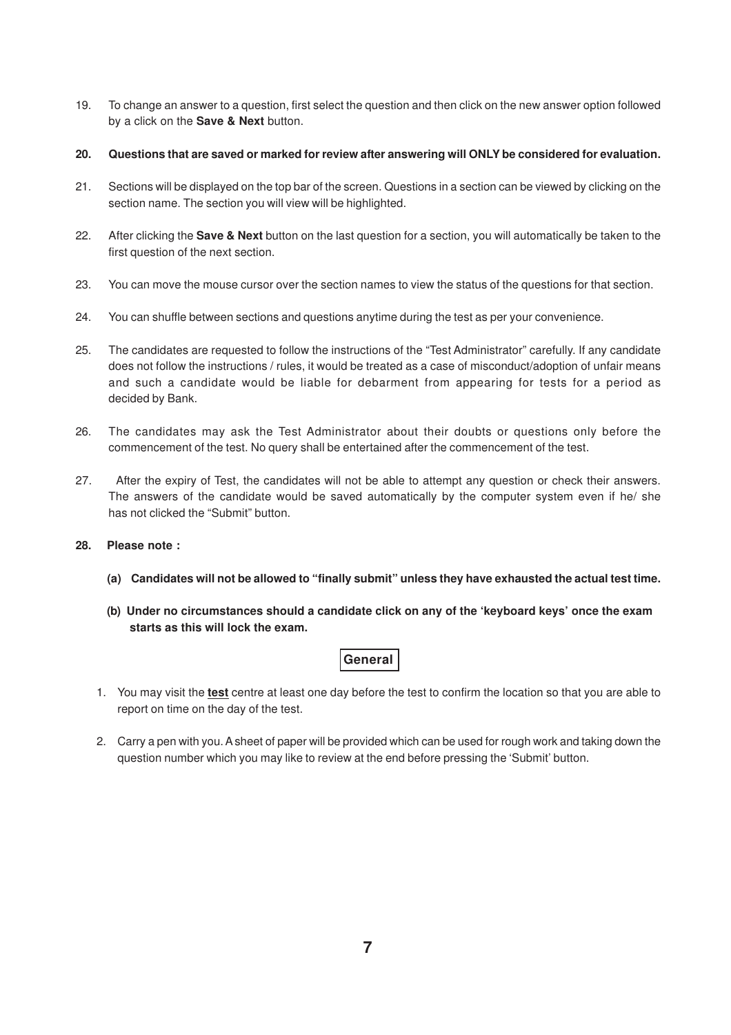19. To change an answer to a question, first select the question and then click on the new answer option followed by a click on the **Save & Next** button.

20. **Questions that are saved or marked for review after answering will ONLY be considered for evaluation.**

21. Sections will be displayed on the top bar of the screen. Questions in a section can be viewed by clicking on the section name. The section you will view will be highlighted.

22. After clicking the **Save & Next** button on the last question for a section, you will automatically be taken to the first question of the next section.

23. You can move the mouse cursor over the section names to view the status of the questions for that section.

24. You can shuffle between sections and questions anytime during the test as per your convenience.

25. The candidates are requested to follow the instructions of the "Test Administrator" carefully. If any candidate does not follow the instructions / rules, it would be treated as a case of misconduct/adoption of unfair means and such a candidate would be liable for debarment from appearing for tests for a period as decided by Bank.

26. The candidates may ask the Test Administrator about their doubts or questions only before the commencement of the test. No query shall be entertained after the commencement of the test.

27. After the expiry of Test, the candidates will not be able to attempt any question or check their answers. The answers of the candidate would be saved automatically by the computer system even if he/ she has not clicked the "Submit" button.

28. **Please note :**

    **(a) Candidates will not be allowed to "finally submit" unless they have exhausted the actual test time.**

    **(b) Under no circumstances should a candidate click on any of the 'keyboard keys' once the exam starts as this will lock the exam.**

## General

1. You may visit the **test** centre at least one day before the test to confirm the location so that you are able to report on time on the day of the test.

2. Carry a pen with you. A sheet of paper will be provided which can be used for rough work and taking down the question number which you may like to review at the end before pressing the 'Submit' button.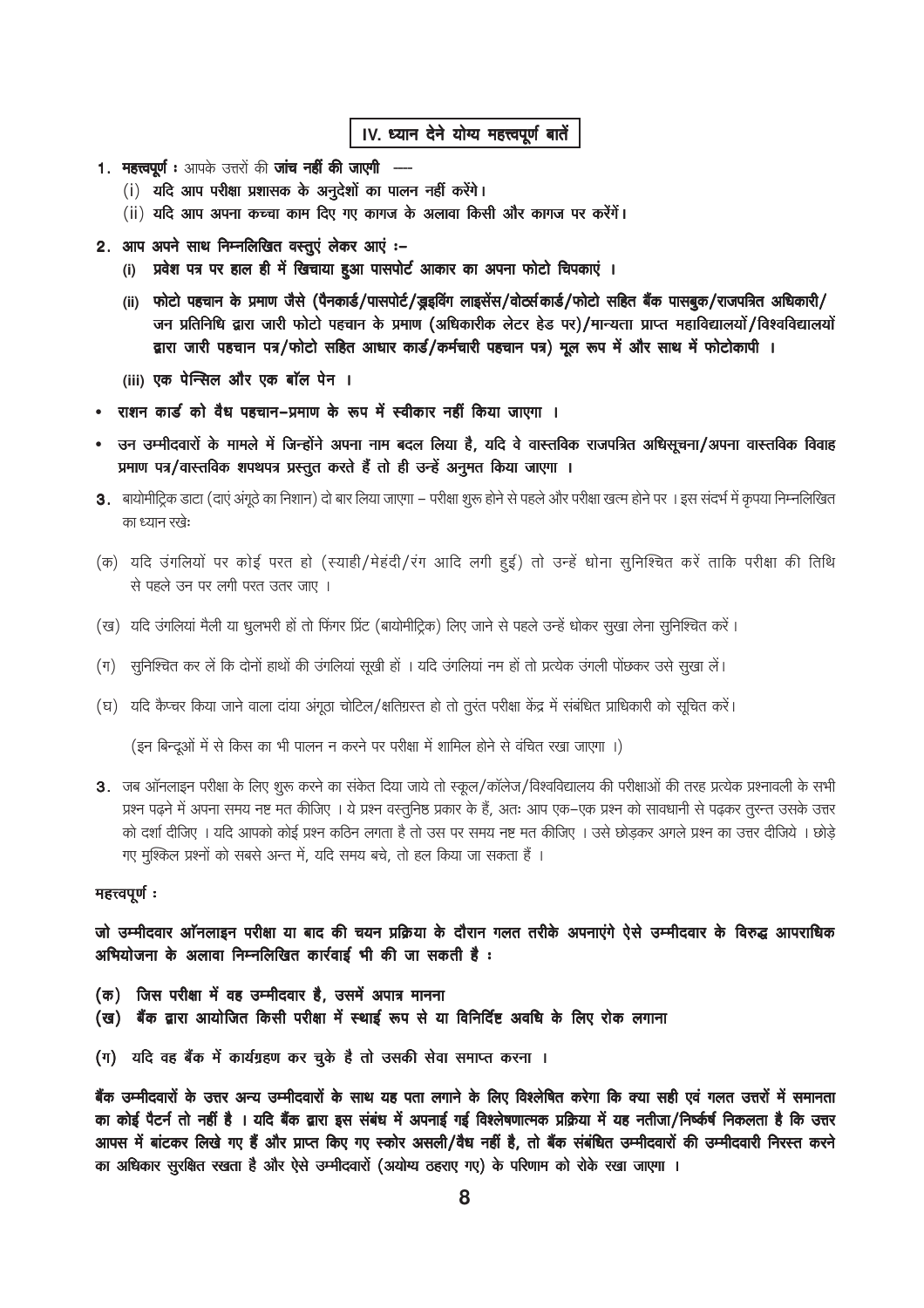## IV. ध्यान देने योग्य महत्त्वपूर्ण बातें

1. **महत्त्वपूर्ण :** आपके उत्तरों की **जांच नहीं की जाएगी** ---
   (i) **यदि आप परीक्षा प्रशासक के अनुदेशों का पालन नहीं करेंगे।**
   (ii) **यदि आप अपना कच्चा काम दिए गए कागज के अलावा किसी और कागज पर करेंगें।**

2. **आप अपने साथ निम्नलिखित वस्तुएं लेकर आएं :-**
   (i) **प्रवेश पत्र पर हाल ही में खिचाया हुआ पासपोर्ट आकार का अपना फोटो चिपकाएं ।**
   (ii) **फोटो पहचान के प्रमाण जैसे (पैनकार्ड/पासपोर्ट/ड्राइविंग लाइसेंस/वोटर्सकार्ड/फोटो सहित बैंक पासबुक/राजपत्रित अधिकारी/जन प्रतिनिधि द्वारा जारी फोटो पहचान के प्रमाण (अधिकारीक लेटर हेड पर)/मान्यता प्राप्त महाविद्यालयों/विश्वविद्यालयों द्वारा जारी पहचान पत्र/फोटो सहित आधार कार्ड/कर्मचारी पहचान पत्र) मूल रूप में और साथ में फोटोकापी ।**
   (iii) **एक पेन्सिल और एक बॉल पेन ।**

- **राशन कार्ड को वैध पहचान-प्रमाण के रूप में स्वीकार नहीं किया जाएगा ।**
- **उन उम्मीदवारों के मामले में जिन्होंने अपना नाम बदल लिया है, यदि वे वास्तविक राजपत्रित अधिसूचना/अपना वास्तविक विवाह प्रमाण पत्र/वास्तविक शपथपत्र प्रस्तुत करते हैं तो ही उन्हें अनुमत किया जाएगा ।**

3. बायोमीट्रिक डाटा (दाएं अंगूठे का निशान) दो बार लिया जाएगा – परीक्षा शुरू होने से पहले और परीक्षा खत्म होने पर । इस संदर्भ में कृपया निम्नलिखित का ध्यान रखेः

(क) यदि उंगलियों पर कोई परत हो (स्याही/मेहंदी/रंग आदि लगी हुई) तो उन्हें धोना सुनिश्चित करें ताकि परीक्षा की तिथि से पहले उन पर लगी परत उतर जाए ।

(ख) यदि उंगलियां मैली या धुलभरी हों तो फिंगर प्रिंट (बायोमीट्रिक) लिए जाने से पहले उन्हें धोकर सुखा लेना सुनिश्चित करें ।

(ग) सुनिश्चित कर लें कि दोनों हाथों की उंगलियां सूखी हों । यदि उंगलियां नम हों तो प्रत्येक उंगली पोंछकर उसे सुखा लें।

(घ) यदि कैप्चर किया जाने वाला दांया अंगूठा चोटिल/क्षतिग्रस्त हो तो तुरंत परीक्षा केंद्र में संबंधित प्राधिकारी को सूचित करें।

(इन बिन्दूओं में से किस का भी पालन न करने पर परीक्षा में शामिल होने से वंचित रखा जाएगा ।)

3. जब ऑनलाइन परीक्षा के लिए शुरू करने का संकेत दिया जाये तो स्कूल/कॉलेज/विश्वविद्यालय की परीक्षाओं की तरह प्रत्येक प्रश्नावली के सभी प्रश्न पढ़ने में अपना समय नष्ट मत कीजिए । ये प्रश्न वस्तुनिष्ठ प्रकार के हैं, अतः आप एक-एक प्रश्न को सावधानी से पढ़कर तुरन्त उसके उत्तर को दर्शा दीजिए । यदि आपको कोई प्रश्न कठिन लगता है तो उस पर समय नष्ट मत कीजिए । उसे छोड़कर अगले प्रश्न का उत्तर दीजिये । छोड़े गए मुश्किल प्रश्नों को सबसे अन्त में, यदि समय बचे, तो हल किया जा सकता हैं ।

महत्त्वपूर्ण :

**जो उम्मीदवार ऑनलाइन परीक्षा या बाद की चयन प्रक्रिया के दौरान गलत तरीके अपनाएंगे ऐसे उम्मीदवार के विरुद्ध आपराधिक अभियोजना के अलावा निम्नलिखित कार्रवाई भी की जा सकती है :**

**(क) जिस परीक्षा में वह उम्मीदवार है, उसमें अपात्र मानना**
**(ख) बैंक द्वारा आयोजित किसी परीक्षा में स्थाई रूप से या विनिर्दिष्ट अवधि के लिए रोक लगाना**

(ग) यदि वह बैंक में कार्यग्रहण कर चुके है तो उसकी सेवा समाप्त करना ।

**बैंक उम्मीदवारों के उत्तर अन्य उम्मीदवारों के साथ यह पता लगाने के लिए विश्लेषित करेगा कि क्या सही एवं गलत उत्तरों में समानता का कोई पैटर्न तो नहीं है । यदि बैंक द्वारा इस संबंध में अपनाई गई विश्लेषणात्मक प्रक्रिया में यह नतीजा/निष्कर्ष निकलता है कि उत्तर आपस में बांटकर लिखे गए हैं और प्राप्त किए गए स्कोर असली/वैध नहीं है, तो बैंक संबंधित उम्मीदवारों की उम्मीदवारी निरस्त करने का अधिकार सुरक्षित रखता है और ऐसे उम्मीदवारों (अयोग्य ठहराए गए) के परिणाम को रोके रखा जाएगा ।**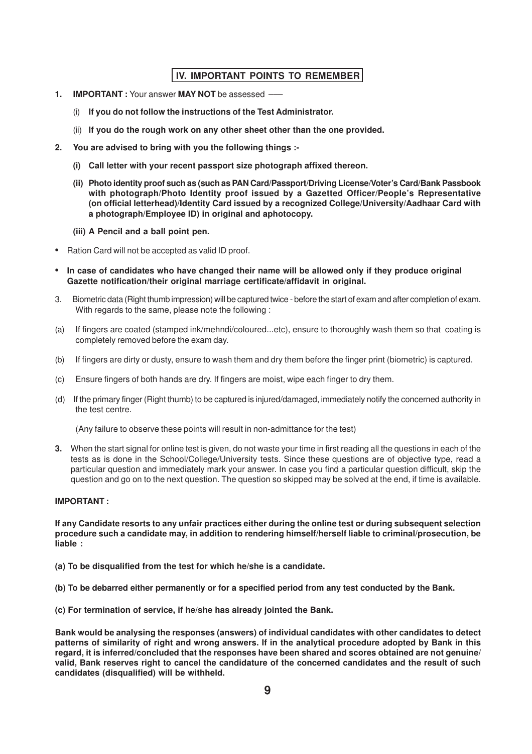## IV. IMPORTANT POINTS TO REMEMBER

1. **IMPORTANT :** Your answer **MAY NOT** be assessed ––

   (i) **If you do not follow the instructions of the Test Administrator.**

   (ii) **If you do the rough work on any other sheet other than the one provided.**

2. **You are advised to bring with you the following things :-**

   **(i) Call letter with your recent passport size photograph affixed thereon.**

   **(ii) Photo identity proof such as (such as PAN Card/Passport/Driving License/Voter's Card/Bank Passbook with photograph/Photo Identity proof issued by a Gazetted Officer/People's Representative (on official letterhead)/Identity Card issued by a recognized College/University/Aadhaar Card with a photograph/Employee ID) in original and aphotocopy.**

   **(iii) A Pencil and a ball point pen.**

- Ration Card will not be accepted as valid ID proof.
- **In case of candidates who have changed their name will be allowed only if they produce original Gazette notification/their original marriage certificate/affidavit in original.**

3. Biometric data (Right thumb impression) will be captured twice - before the start of exam and after completion of exam. With regards to the same, please note the following :

(a) If fingers are coated (stamped ink/mehndi/coloured...etc), ensure to thoroughly wash them so that coating is completely removed before the exam day.

(b) If fingers are dirty or dusty, ensure to wash them and dry them before the finger print (biometric) is captured.

(c) Ensure fingers of both hands are dry. If fingers are moist, wipe each finger to dry them.

(d) If the primary finger (Right thumb) to be captured is injured/damaged, immediately notify the concerned authority in the test centre.

(Any failure to observe these points will result in non-admittance for the test)

**3.** When the start signal for online test is given, do not waste your time in first reading all the questions in each of the tests as is done in the School/College/University tests. Since these questions are of objective type, read a particular question and immediately mark your answer. In case you find a particular question difficult, skip the question and go on to the next question. The question so skipped may be solved at the end, if time is available.

**IMPORTANT :**

**If any Candidate resorts to any unfair practices either during the online test or during subsequent selection procedure such a candidate may, in addition to rendering himself/herself liable to criminal/prosecution, be liable :**

**(a) To be disqualified from the test for which he/she is a candidate.**

**(b) To be debarred either permanently or for a specified period from any test conducted by the Bank.**

**(c) For termination of service, if he/she has already jointed the Bank.**

**Bank would be analysing the responses (answers) of individual candidates with other candidates to detect patterns of similarity of right and wrong answers. If in the analytical procedure adopted by Bank in this regard, it is inferred/concluded that the responses have been shared and scores obtained are not genuine/ valid, Bank reserves right to cancel the candidature of the concerned candidates and the result of such candidates (disqualified) will be withheld.**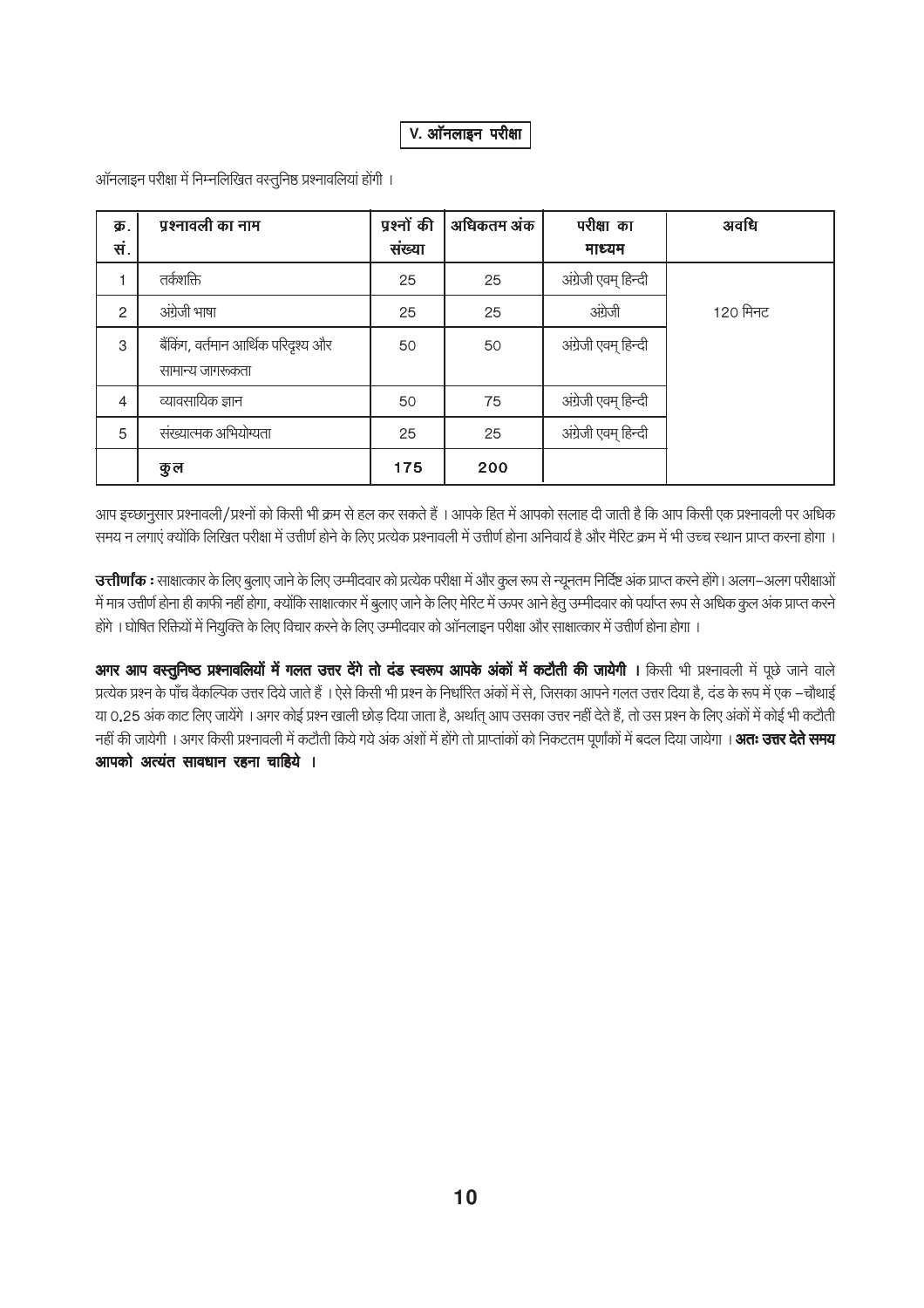## V. ऑनलाइन परीक्षा

ऑनलाइन परीक्षा में निम्नलिखित वस्तुनिष्ठ प्रश्नावलियां होंगी ।

| क्र. सं. | प्रश्नावली का नाम | प्रश्नों की संख्या | अधिकतम अंक | परीक्षा का माध्यम | अवधि |
|---|---|---|---|---|---|
| 1 | तर्कशक्ति | 25 | 25 | अंग्रेजी एवम् हिन्दी | 120 मिनट |
| 2 | अंग्रेजी भाषा | 25 | 25 | अंग्रेजी | |
| 3 | बैंकिंग, वर्तमान आर्थिक परिदृश्य और सामान्य जागरूकता | 50 | 50 | अंग्रेजी एवम् हिन्दी | |
| 4 | व्यावसायिक ज्ञान | 50 | 75 | अंग्रेजी एवम् हिन्दी | |
| 5 | संख्यात्मक अभियोग्यता | 25 | 25 | अंग्रेजी एवम् हिन्दी | |
| | **कुल** | **175** | **200** | | |

आप इच्छानुसार प्रश्नावली/प्रश्नों को किसी भी क्रम से हल कर सकते हैं । आपके हित में आपको सलाह दी जाती है कि आप किसी एक प्रश्नावली पर अधिक समय न लगाएं क्योंकि लिखित परीक्षा में उत्तीर्ण होने के लिए प्रत्येक प्रश्नावली में उत्तीर्ण होना अनिवार्य है और मैरिट क्रम में भी उच्च स्थान प्राप्त करना होगा ।

**उत्तीर्णांक :** साक्षात्कार के लिए बुलाए जाने के लिए उम्मीदवार को प्रत्येक परीक्षा में और कुल रूप से न्यूनतम निर्दिष्ट अंक प्राप्त करने होंगे। अलग-अलग परीक्षाओं में मात्र उत्तीर्ण होना ही काफी नहीं होगा, क्योंकि साक्षात्कार में बुलाए जाने के लिए मेरिट में ऊपर आने हेतु उम्मीदवार को पर्याप्त रूप से अधिक कुल अंक प्राप्त करने होंगे । घोषित रिक्तियों में नियुक्ति के लिए विचार करने के लिए उम्मीदवार को ऑनलाइन परीक्षा और साक्षात्कार में उत्तीर्ण होना होगा ।

**अगर आप वस्तुनिष्ठ प्रश्नावलियों में गलत उत्तर देंगे तो दंड स्वरूप आपके अंकों में कटौती की जायेगी ।** किसी भी प्रश्नावली में पूछे जाने वाले प्रत्येक प्रश्न के पाँच वैकल्पिक उत्तर दिये जाते हैं । ऐसे किसी भी प्रश्न के निर्धारित अंकों में से, जिसका आपने गलत उत्तर दिया है, दंड के रूप में एक -चौथाई या 0.25 अंक काट लिए जायेंगे । अगर कोई प्रश्न खाली छोड़ दिया जाता है, अर्थात् आप उसका उत्तर नहीं देते हैं, तो उस प्रश्न के लिए अंकों में कोई भी कटौती नहीं की जायेगी । अगर किसी प्रश्नावली में कटौती किये गये अंक अंशों में होंगे तो प्राप्तांकों को निकटतम पूर्णांकों में बदल दिया जायेगा । **अतः उत्तर देते समय आपको अत्यंत सावधान रहना चाहिये ।**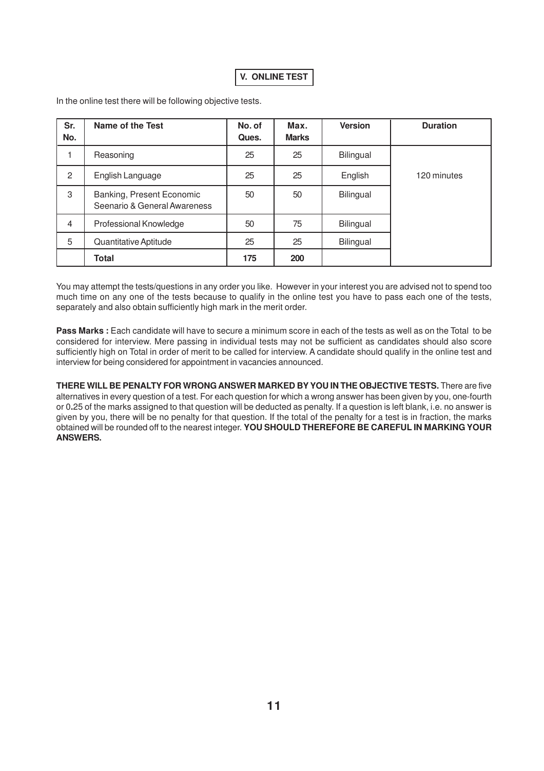## V. ONLINE TEST

In the online test there will be following objective tests.

| Sr. No. | Name of the Test | No. of Ques. | Max. Marks | Version | Duration |
|---|---|---|---|---|---|
| 1 | Reasoning | 25 | 25 | Bilingual | 120 minutes |
| 2 | English Language | 25 | 25 | English | |
| 3 | Banking, Present Economic Seenario & General Awareness | 50 | 50 | Bilingual | |
| 4 | Professional Knowledge | 50 | 75 | Bilingual | |
| 5 | Quantitative Aptitude | 25 | 25 | Bilingual | |
| | **Total** | **175** | **200** | | |

You may attempt the tests/questions in any order you like. However in your interest you are advised not to spend too much time on any one of the tests because to qualify in the online test you have to pass each one of the tests, separately and also obtain sufficiently high mark in the merit order.

**Pass Marks :** Each candidate will have to secure a minimum score in each of the tests as well as on the Total to be considered for interview. Mere passing in individual tests may not be sufficient as candidates should also score sufficiently high on Total in order of merit to be called for interview. A candidate should qualify in the online test and interview for being considered for appointment in vacancies announced.

**THERE WILL BE PENALTY FOR WRONG ANSWER MARKED BY YOU IN THE OBJECTIVE TESTS.** There are five alternatives in every question of a test. For each question for which a wrong answer has been given by you, one-fourth or 0.25 of the marks assigned to that question will be deducted as penalty. If a question is left blank, i.e. no answer is given by you, there will be no penalty for that question. If the total of the penalty for a test is in fraction, the marks obtained will be rounded off to the nearest integer. **YOU SHOULD THEREFORE BE CAREFUL IN MARKING YOUR ANSWERS.**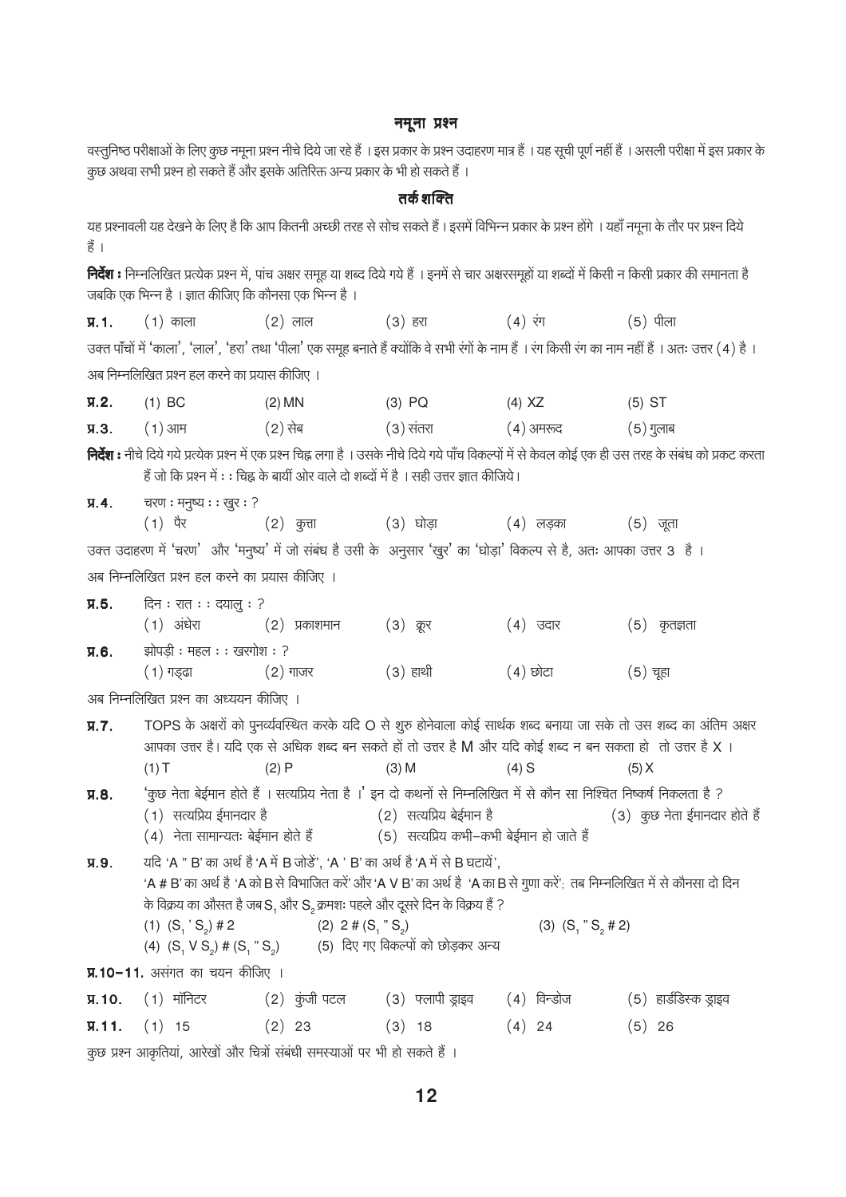## नमूना प्रश्न

वस्तुनिष्ठ परीक्षाओं के लिए कुछ नमूना प्रश्न नीचे दिये जा रहे हैं । इस प्रकार के प्रश्न उदाहरण मात्र हैं । यह सूची पूर्ण नहीं हैं । असली परीक्षा में इस प्रकार के कुछ अथवा सभी प्रश्न हो सकते हैं और इसके अतिरिक्त अन्य प्रकार के भी हो सकते हैं ।

### तर्क शक्ति

यह प्रश्नावली यह देखने के लिए है कि आप कितनी अच्छी तरह से सोच सकते हैं । इसमें विभिन्न प्रकार के प्रश्न होंगे । यहाँ नमूना के तौर पर प्रश्न दिये हैं ।

**निर्देश :** निम्नलिखित प्रत्येक प्रश्न में, पांच अक्षर समूह या शब्द दिये गये हैं । इनमें से चार अक्षरसमूहों या शब्दों में किसी न किसी प्रकार की समानता है जबकि एक भिन्न है । ज्ञात कीजिए कि कौनसा एक भिन्न है ।

**प्र.1.** (1) काला (2) लाल (3) हरा (4) रंग (5) पीला

उक्त पाँचों में 'काला', 'लाल', 'हरा' तथा 'पीला' एक समूह बनाते हैं क्योंकि वे सभी रंगों के नाम हैं । रंग किसी रंग का नाम नहीं हैं । अतः उत्तर (4) है ।

अब निम्नलिखित प्रश्न हल करने का प्रयास कीजिए ।

**प्र.2.** (1) BC (2) MN (3) PQ (4) XZ (5) ST

**प्र.3.** (1) आम (2) सेब (3) संतरा (4) अमरूद (5) गुलाब

**निर्देश :** नीचे दिये गये प्रत्येक प्रश्न में एक प्रश्न चिह्न लगा है । उसके नीचे दिये गये पाँच विकल्पों में से केवल कोई एक ही उस तरह के संबंध को प्रकट करता हैं जो कि प्रश्न में : : चिह्न के बायीं ओर वाले दो शब्दों में है । सही उत्तर ज्ञात कीजिये।

**प्र.4.** चरण : मनुष्य : : खुर : ?
(1) पैर (2) कुत्ता (3) घोड़ा (4) लड़का (5) जूता

उक्त उदाहरण में 'चरण' और 'मनुष्य' में जो संबंध है उसी के अनुसार 'खुर' का 'घोड़ा' विकल्प से है, अतः आपका उत्तर 3 है ।

अब निम्नलिखित प्रश्न हल करने का प्रयास कीजिए ।

**प्र.5.** दिन : रात : : दयालु : ?
(1) अंधेरा (2) प्रकाशमान (3) क्रूर (4) उदार (5) कृतज्ञता

**प्र.6.** झोपड़ी : महल : : खरगोश : ?
(1) गड्ढा (2) गाजर (3) हाथी (4) छोटा (5) चूहा

अब निम्नलिखित प्रश्न का अध्ययन कीजिए ।

**प्र.7.** TOPS के अक्षरों को पुनर्व्यवस्थित करके यदि O से शुरु होनेवाला कोई सार्थक शब्द बनाया जा सके तो उस शब्द का अंतिम अक्षर आपका उत्तर है। यदि एक से अधिक शब्द बन सकते हों तो उत्तर है M और यदि कोई शब्द न बन सकता हो तो उत्तर है X ।
(1) T (2) P (3) M (4) S (5) X

**प्र.8.** 'कुछ नेता बेईमान होते हैं । सत्यप्रिय नेता है ।' इन दो कथनों से निम्नलिखित में से कौन सा निश्चित निष्कर्ष निकलता है ?
(1) सत्यप्रिय ईमानदार है (2) सत्यप्रिय बेईमान है (3) कुछ नेता ईमानदार होते हैं
(4) नेता सामान्यतः बेईमान होते हैं (5) सत्यप्रिय कभी-कभी बेईमान हो जाते हैं

**प्र.9.** यदि 'A " B' का अर्थ है 'A में B जोड़ें', 'A ' B' का अर्थ है 'A में से B घटायें',
'A # B' का अर्थ है 'A को B से विभाजित करें' और 'A V B' का अर्थ है 'A का B से गुणा करें'; तब निम्नलिखित में से कौनसा दो दिन के विक्रय का औसत है जब $S_1$ और $S_2$ क्रमशः पहले और दूसरे दिन के विक्रय हैं ?
(1) ($S_1$ ' $S_2$) # 2 (2) 2 # ($S_1$ " $S_2$) (3) ($S_1$ " $S_2$ # 2)
(4) ($S_1$ V $S_2$) # ($S_1$ " $S_2$) (5) दिए गए विकल्पों को छोड़कर अन्य

**प्र.10-11.** असंगत का चयन कीजिए ।

**प्र.10.** (1) मॉनिटर (2) कुंजी पटल (3) फ्लापी ड्राइव (4) विन्डोज (5) हार्डडिस्क ड्राइव

**प्र.11.** (1) 15 (2) 23 (3) 18 (4) 24 (5) 26

कुछ प्रश्न आकृतियां, आरेखों और चित्रों संबंधी समस्याओं पर भी हो सकते हैं ।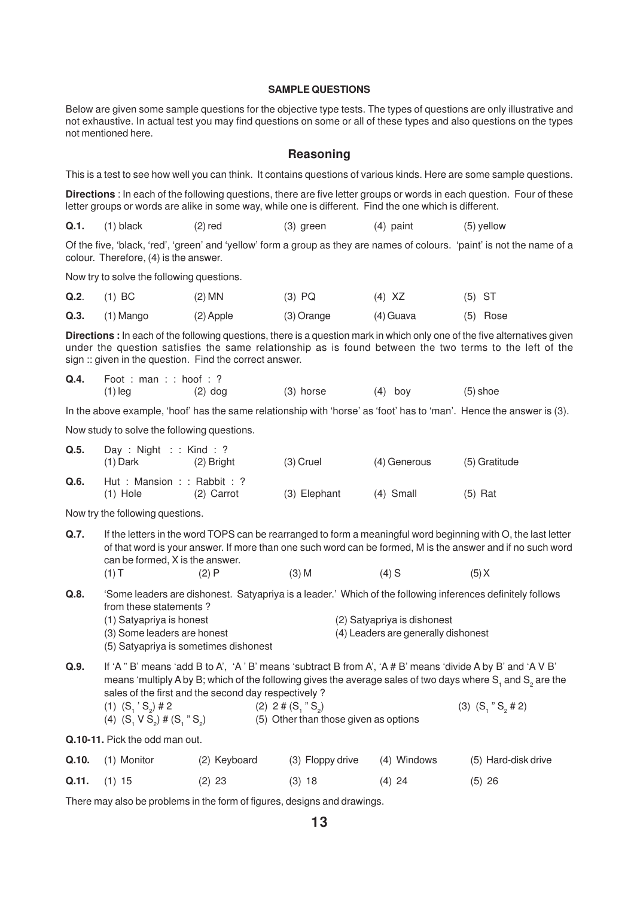## SAMPLE QUESTIONS

Below are given some sample questions for the objective type tests. The types of questions are only illustrative and not exhaustive. In actual test you may find questions on some or all of these types and also questions on the types not mentioned here.

## Reasoning

This is a test to see how well you can think. It contains questions of various kinds. Here are some sample questions.

**Directions** : In each of the following questions, there are five letter groups or words in each question. Four of these letter groups or words are alike in some way, while one is different. Find the one which is different.

**Q.1.** (1) black (2) red (3) green (4) paint (5) yellow

Of the five, 'black, 'red', 'green' and 'yellow' form a group as they are names of colours. 'paint' is not the name of a colour. Therefore, (4) is the answer.

Now try to solve the following questions.

**Q.2**. (1) BC (2) MN (3) PQ (4) XZ (5) ST

**Q.3.** (1) Mango (2) Apple (3) Orange (4) Guava (5) Rose

**Directions :** In each of the following questions, there is a question mark in which only one of the five alternatives given under the question satisfies the same relationship as is found between the two terms to the left of the sign :: given in the question. Find the correct answer.

**Q.4.** Foot : man : : hoof : ?
(1) leg (2) dog (3) horse (4) boy (5) shoe

In the above example, 'hoof' has the same relationship with 'horse' as 'foot' has to 'man'. Hence the answer is (3).

Now study to solve the following questions.

**Q.5.** Day : Night : : Kind : ?
(1) Dark (2) Bright (3) Cruel (4) Generous (5) Gratitude

**Q.6.** Hut : Mansion : : Rabbit : ?
(1) Hole (2) Carrot (3) Elephant (4) Small (5) Rat

Now try the following questions.

**Q.7.** If the letters in the word TOPS can be rearranged to form a meaningful word beginning with O, the last letter of that word is your answer. If more than one such word can be formed, M is the answer and if no such word can be formed, X is the answer.
(1) T (2) P (3) M (4) S (5) X

**Q.8.** 'Some leaders are dishonest. Satyapriya is a leader.' Which of the following inferences definitely follows from these statements ?
(1) Satyapriya is honest
(2) Satyapriya is dishonest
(3) Some leaders are honest
(4) Leaders are generally dishonest
(5) Satyapriya is sometimes dishonest

**Q.9.** If 'A " B' means 'add B to A', 'A ' B' means 'subtract B from A', 'A # B' means 'divide A by B' and 'A V B' means 'multiply A by B; which of the following gives the average sales of two days where $S_1$ and $S_2$ are the sales of the first and the second day respectively ?
(1) ($S_1$ ' $S_2$) # 2 (2) 2 # ($S_1$ " $S_2$) (3) ($S_1$ " $S_2$ # 2)
(4) ($S_1$ V $S_2$) # ($S_1$ " $S_2$) (5) Other than those given as options

**Q.10-11.** Pick the odd man out.

**Q.10.** (1) Monitor (2) Keyboard (3) Floppy drive (4) Windows (5) Hard-disk drive

**Q.11.** (1) 15 (2) 23 (3) 18 (4) 24 (5) 26

There may also be problems in the form of figures, designs and drawings.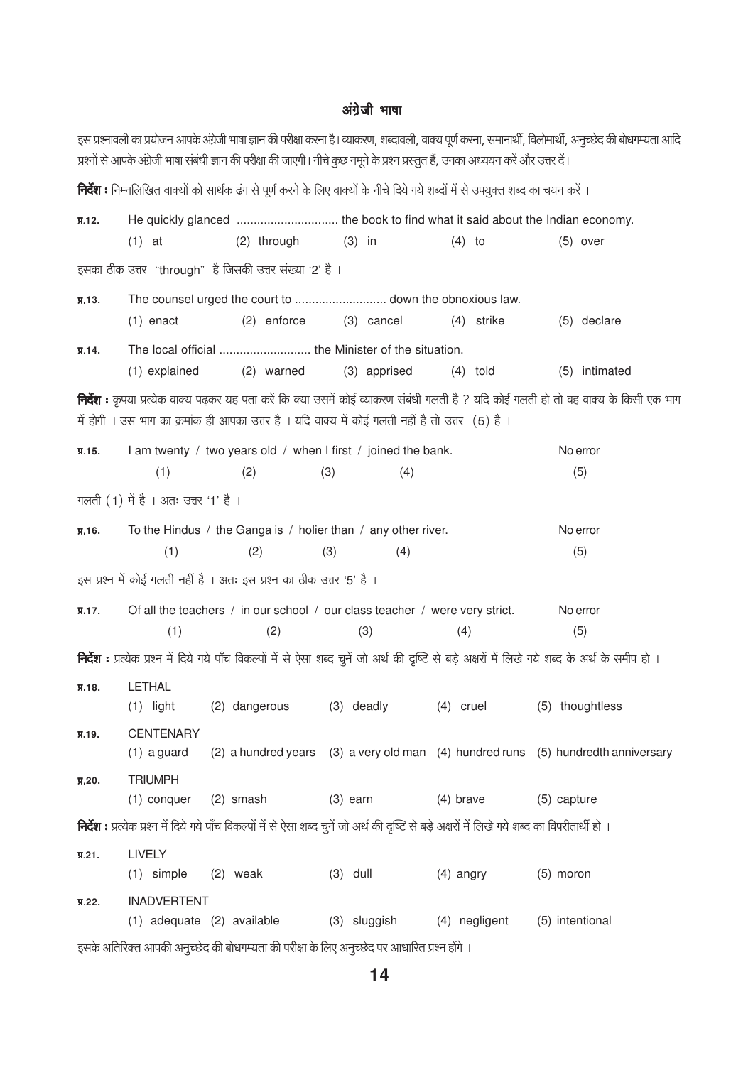# अंग्रेजी भाषा

इस प्रश्नावली का प्रयोजन आपके अंग्रेजी भाषा ज्ञान की परीक्षा करना है। व्याकरण, शब्दावली, वाक्य पूर्ण करना, समानार्थी, विलोमार्थी, अनुच्छेद की बोधगम्यता आदि प्रश्नों से आपके अंग्रेजी भाषा संबंधी ज्ञान की परीक्षा की जाएगी। नीचे कुछ नमूने के प्रश्न प्रस्तुत हैं, उनका अध्ययन करें और उत्तर दें।

**निर्देश :** निम्नलिखित वाक्यों को सार्थक ढंग से पूर्ण करने के लिए वाक्यों के नीचे दिये गये शब्दों में से उपयुक्त शब्द का चयन करें ।

**प्र.12.** He quickly glanced .............................. the book to find what it said about the Indian economy.

(1) at (2) through (3) in (4) to (5) over

इसका ठीक उत्तर "through" है जिसकी उत्तर संख्या '2' है ।

**प्र.13.** The counsel urged the court to ........................... down the obnoxious law.

(1) enact (2) enforce (3) cancel (4) strike (5) declare

**प्र.14.** The local official ........................... the Minister of the situation.

(1) explained (2) warned (3) apprised (4) told (5) intimated

**निर्देश :** कृपया प्रत्येक वाक्य पढ़कर यह पता करें कि क्या उसमें कोई व्याकरण संबंधी गलती है ? यदि कोई गलती हो तो वह वाक्य के किसी एक भाग में होगी । उस भाग का क्रमांक ही आपका उत्तर है । यदि वाक्य में कोई गलती नहीं है तो उत्तर (5) है ।

**प्र.15.** I am twenty (1) / two years old (2) / when I first (3) / joined the bank. (4) No error (5)

गलती (1) में है । अतः उत्तर '1' है ।

**प्र.16.** To the Hindus (1) / the Ganga is (2) / holier than (3) / any other river. (4) No error (5)

इस प्रश्न में कोई गलती नहीं है । अतः इस प्रश्न का ठीक उत्तर '5' है ।

**प्र.17.** Of all the teachers (1) / in our school (2) / our class teacher (3) / were very strict. (4) No error (5)

**निर्देश :** प्रत्येक प्रश्न में दिये गये पाँच विकल्पों में से ऐसा शब्द चुनें जो अर्थ की दृष्टि से बड़े अक्षरों में लिखे गये शब्द के अर्थ के समीप हो ।

**प्र.18.** LETHAL

(1) light (2) dangerous (3) deadly (4) cruel (5) thoughtless

**प्र.19.** CENTENARY

(1) a guard (2) a hundred years (3) a very old man (4) hundred runs (5) hundredth anniversary

**प्र.20.** TRIUMPH

(1) conquer (2) smash (3) earn (4) brave (5) capture

**निर्देश :** प्रत्येक प्रश्न में दिये गये पाँच विकल्पों में से ऐसा शब्द चुनें जो अर्थ की दृष्टि से बड़े अक्षरों में लिखे गये शब्द का विपरीतार्थी हो ।

**प्र.21.** LIVELY

(1) simple (2) weak (3) dull (4) angry (5) moron

**प्र.22.** INADVERTENT

(1) adequate (2) available (3) sluggish (4) negligent (5) intentional

इसके अतिरिक्त आपकी अनुच्छेद की बोधगम्यता की परीक्षा के लिए अनुच्छेद पर आधारित प्रश्न होंगे ।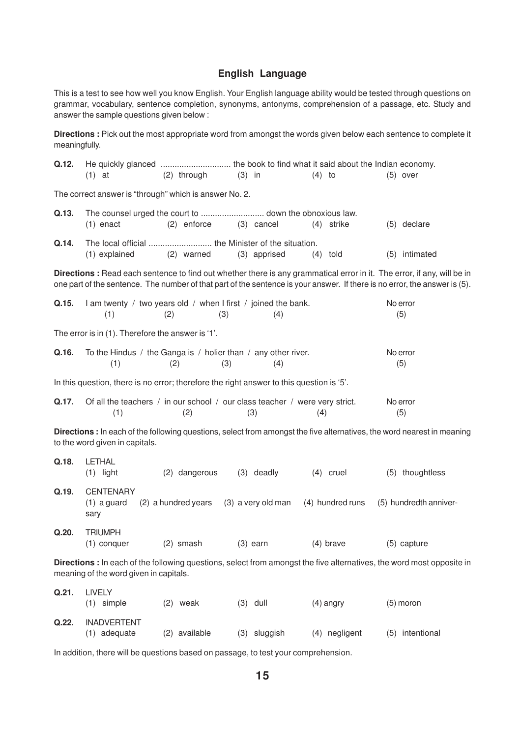## English Language

This is a test to see how well you know English. Your English language ability would be tested through questions on grammar, vocabulary, sentence completion, synonyms, antonyms, comprehension of a passage, etc. Study and answer the sample questions given below :

**Directions :** Pick out the most appropriate word from amongst the words given below each sentence to complete it meaningfully.

**Q.12.** He quickly glanced .............................. the book to find what it said about the Indian economy.
(1) at (2) through (3) in (4) to (5) over

The correct answer is "through" which is answer No. 2.

**Q.13.** The counsel urged the court to ........................... down the obnoxious law.
(1) enact (2) enforce (3) cancel (4) strike (5) declare

**Q.14.** The local official ........................... the Minister of the situation.
(1) explained (2) warned (3) apprised (4) told (5) intimated

**Directions :** Read each sentence to find out whether there is any grammatical error in it. The error, if any, will be in one part of the sentence. The number of that part of the sentence is your answer. If there is no error, the answer is (5).

**Q.15.** I am twenty (1) / two years old (2) / when I first (3) / joined the bank. (4) No error (5)

The error is in (1). Therefore the answer is '1'.

**Q.16.** To the Hindus (1) / the Ganga is (2) / holier than (3) / any other river. (4) No error (5)

In this question, there is no error; therefore the right answer to this question is '5'.

**Q.17.** Of all the teachers (1) / in our school (2) / our class teacher (3) / were very strict. (4) No error (5)

**Directions :** In each of the following questions, select from amongst the five alternatives, the word nearest in meaning to the word given in capitals.

**Q.18.** LETHAL
(1) light (2) dangerous (3) deadly (4) cruel (5) thoughtless

**Q.19.** CENTENARY
(1) a guard (2) a hundred years (3) a very old man (4) hundred runs (5) hundredth anniversary

**Q.20.** TRIUMPH
(1) conquer (2) smash (3) earn (4) brave (5) capture

**Directions :** In each of the following questions, select from amongst the five alternatives, the word most opposite in meaning of the word given in capitals.

**Q.21.** LIVELY
(1) simple (2) weak (3) dull (4) angry (5) moron

**Q.22.** INADVERTENT
(1) adequate (2) available (3) sluggish (4) negligent (5) intentional

In addition, there will be questions based on passage, to test your comprehension.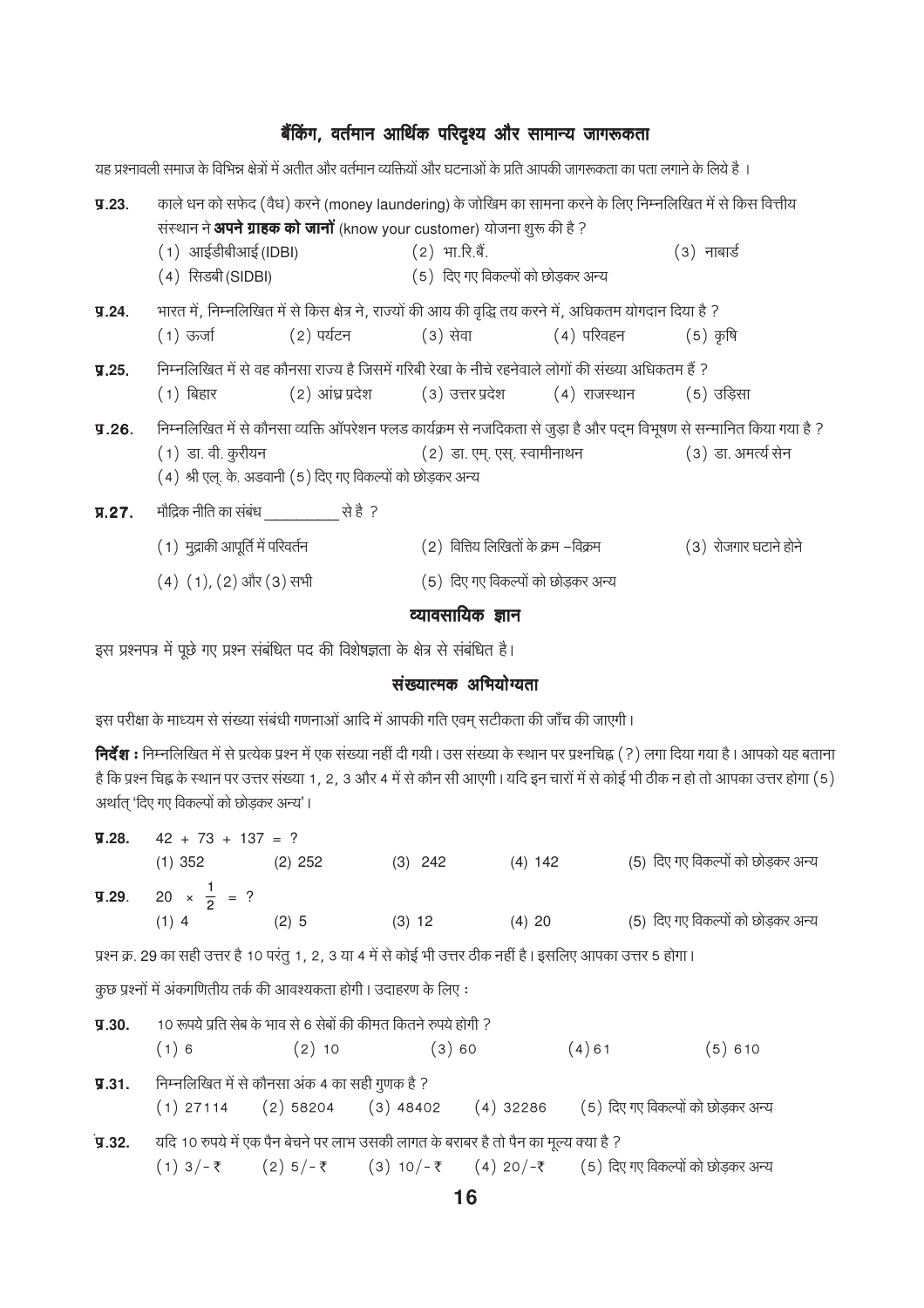## बैंकिंग, वर्तमान आर्थिक परिदृश्य और सामान्य जागरूकता

यह प्रश्नावली समाज के विभिन्न क्षेत्रों में अतीत और वर्तमान व्यक्तियों और घटनाओं के प्रति आपकी जागरूकता का पता लगाने के लिये है ।

**प्र.23.** काले धन को सफेद (वैध) करने (money laundering) के जोखिम का सामना करने के लिए निम्नलिखित में से किस वित्तीय संस्थान ने **अपने ग्राहक को जानों** (know your customer) योजना शुरू की है ?

(1) आईडीबीआई (IDBI) (2) भा.रि.बैं. (3) नाबार्ड
(4) सिडबी (SIDBI) (5) दिए गए विकल्पों को छोड़कर अन्य

**प्र.24.** भारत में, निम्नलिखित में से किस क्षेत्र ने, राज्यों की आय की वृद्धि तय करने में, अधिकतम योगदान दिया है ?

(1) ऊर्जा (2) पर्यटन (3) सेवा (4) परिवहन (5) कृषि

**प्र.25.** निम्नलिखित में से वह कौनसा राज्य है जिसमें गरिबी रेखा के नीचे रहनेवाले लोगों की संख्या अधिकतम हैं ?

(1) बिहार (2) आंध्र प्रदेश (3) उत्तर प्रदेश (4) राजस्थान (5) उड़िसा

**प्र.26.** निम्नलिखित में से कौनसा व्यक्ति ऑपरेशन फ्लड कार्यक्रम से नजदिकता से जुड़ा है और पद्म विभूषण से सन्मानित किया गया है ?

(1) डा. वी. कुरीयन (2) डा. एम्. एस्. स्वामीनाथन (3) डा. अमर्त्य सेन
(4) श्री एल्. के. अडवानी (5) दिए गए विकल्पों को छोड़कर अन्य

**प्र.27.** मौद्रिक नीति का संबंध __________ से है ?

(1) मुद्राकी आपूर्ति में परिवर्तन (2) वित्तिय लिखितों के क्रम –विक्रम (3) रोजगार घटाने होने
(4) (1), (2) और (3) सभी (5) दिए गए विकल्पों को छोड़कर अन्य

## व्यावसायिक ज्ञान

इस प्रश्नपत्र में पूछे गए प्रश्न संबंधित पद की विशेषज्ञता के क्षेत्र से संबंधित है।

## संख्यात्मक अभियोग्यता

इस परीक्षा के माध्यम से संख्या संबंधी गणनाओं आदि में आपकी गति एवम् सटीकता की जाँच की जाएगी।

**निर्देश :** निम्नलिखित में से प्रत्येक प्रश्न में एक संख्या नहीं दी गयी। उस संख्या के स्थान पर प्रश्नचिह्न (?) लगा दिया गया है। आपको यह बताना है कि प्रश्न चिह्न के स्थान पर उत्तर संख्या 1, 2, 3 और 4 में से कौन सी आएगी। यदि इन चारों में से कोई भी ठीक न हो तो आपका उत्तर होगा (5) अर्थात् 'दिए गए विकल्पों को छोड़कर अन्य'।

**प्र.28.** $42 + 73 + 137 = ?$

(1) 352 (2) 252 (3) 242 (4) 142 (5) दिए गए विकल्पों को छोड़कर अन्य

**प्र.29.** $20 \times \frac{1}{2} = ?$

(1) 4 (2) 5 (3) 12 (4) 20 (5) दिए गए विकल्पों को छोड़कर अन्य

प्रश्न क्र. 29 का सही उत्तर है 10 परंतु 1, 2, 3 या 4 में से कोई भी उत्तर ठीक नहीं है। इसलिए आपका उत्तर 5 होगा।

कुछ प्रश्नों में अंकगणितीय तर्क की आवश्यकता होगी। उदाहरण के लिए :

**प्र.30.** 10 रूपये प्रति सेब के भाव से 6 सेबों की कीमत कितने रुपये होगी ?

(1) 6 (2) 10 (3) 60 (4) 61 (5) 610

**प्र.31.** निम्नलिखित में से कौनसा अंक 4 का सही गुणक है ?

(1) 27114 (2) 58204 (3) 48402 (4) 32286 (5) दिए गए विकल्पों को छोड़कर अन्य

**प्र.32.** यदि 10 रुपये में एक पैन बेचने पर लाभ उसकी लागत के बराबर है तो पैन का मूल्य क्या है ?

(1) 3/- ₹ (2) 5/- ₹ (3) 10/- ₹ (4) 20/-₹ (5) दिए गए विकल्पों को छोड़कर अन्य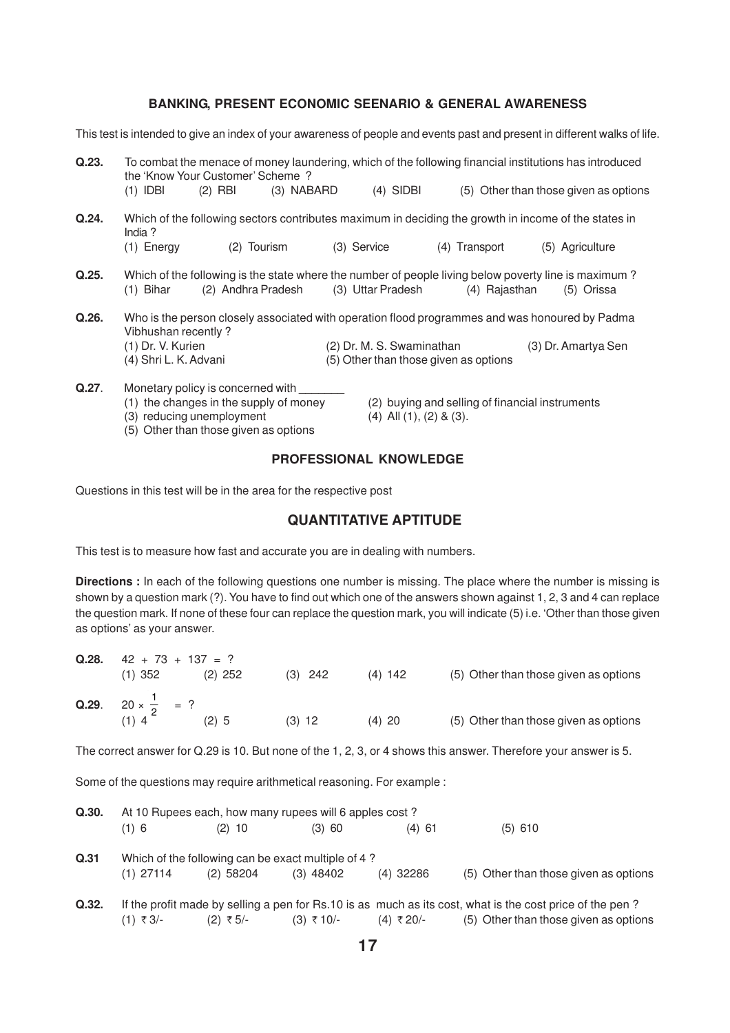## BANKING, PRESENT ECONOMIC SEENARIO & GENERAL AWARENESS

This test is intended to give an index of your awareness of people and events past and present in different walks of life.

**Q.23.** To combat the menace of money laundering, which of the following financial institutions has introduced the 'Know Your Customer' Scheme ?
(1) IDBI (2) RBI (3) NABARD (4) SIDBI (5) Other than those given as options

**Q.24.** Which of the following sectors contributes maximum in deciding the growth in income of the states in India ?
(1) Energy (2) Tourism (3) Service (4) Transport (5) Agriculture

**Q.25.** Which of the following is the state where the number of people living below poverty line is maximum ?
(1) Bihar (2) Andhra Pradesh (3) Uttar Pradesh (4) Rajasthan (5) Orissa

**Q.26.** Who is the person closely associated with operation flood programmes and was honoured by Padma Vibhushan recently ?
(1) Dr. V. Kurien (2) Dr. M. S. Swaminathan (3) Dr. Amartya Sen
(4) Shri L. K. Advani (5) Other than those given as options

**Q.27**. Monetary policy is concerned with _______
(1) the changes in the supply of money (2) buying and selling of financial instruments
(3) reducing unemployment (4) All (1), (2) & (3).
(5) Other than those given as options

## PROFESSIONAL KNOWLEDGE

Questions in this test will be in the area for the respective post

## QUANTITATIVE APTITUDE

This test is to measure how fast and accurate you are in dealing with numbers.

**Directions :** In each of the following questions one number is missing. The place where the number is missing is shown by a question mark (?). You have to find out which one of the answers shown against 1, 2, 3 and 4 can replace the question mark. If none of these four can replace the question mark, you will indicate (5) i.e. 'Other than those given as options' as your answer.

**Q.28.** $42 + 73 + 137 = ?$
(1) 352 (2) 252 (3) 242 (4) 142 (5) Other than those given as options

**Q.29**. $20 \times \frac{1}{2} = ?$
(1) 4 (2) 5 (3) 12 (4) 20 (5) Other than those given as options

The correct answer for Q.29 is 10. But none of the 1, 2, 3, or 4 shows this answer. Therefore your answer is 5.

Some of the questions may require arithmetical reasoning. For example :

**Q.30.** At 10 Rupees each, how many rupees will 6 apples cost ?
(1) 6 (2) 10 (3) 60 (4) 61 (5) 610

**Q.31** Which of the following can be exact multiple of 4 ?
(1) 27114 (2) 58204 (3) 48402 (4) 32286 (5) Other than those given as options

**Q.32.** If the profit made by selling a pen for Rs.10 is as much as its cost, what is the cost price of the pen ?
(1) ₹ 3/- (2) ₹ 5/- (3) ₹ 10/- (4) ₹ 20/- (5) Other than those given as options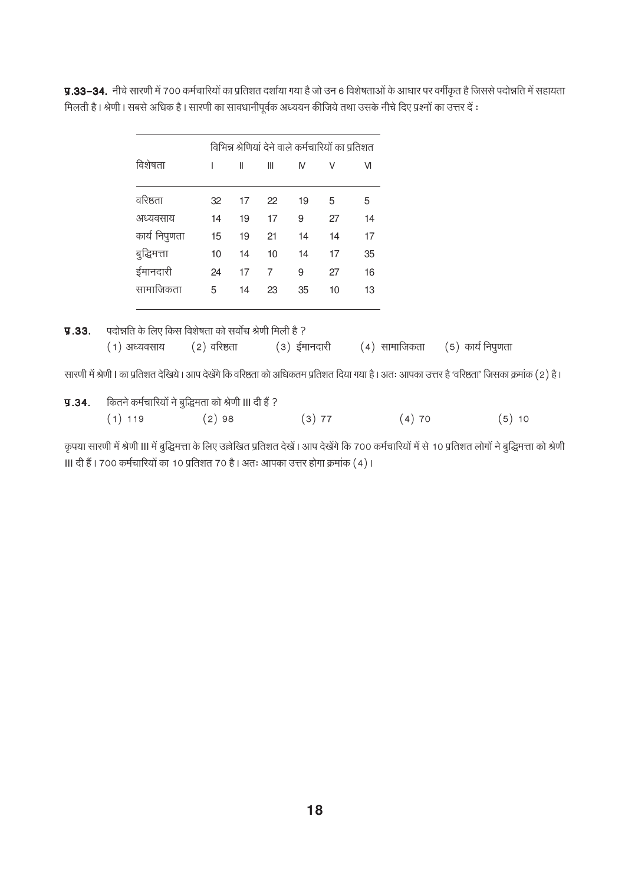**प्र.33–34.** नीचे सारणी में 700 कर्मचारियों का प्रतिशत दर्शाया गया है जो उन 6 विशेषताओं के आधार पर वर्गीकृत है जिससे पदोन्नति में सहायता मिलती है। श्रेणी I सबसे अधिक है। सारणी का सावधानीपूर्वक अध्ययन कीजिये तथा उसके नीचे दिए प्रश्नों का उत्तर दें :

| विशेषता | विभिन्न श्रेणियां देने वाले कर्मचारियों का प्रतिशत | | | | | |
|---|---|---|---|---|---|---|
| | I | II | III | IV | V | VI |
| वरिष्ठता | 32 | 17 | 22 | 19 | 5 | 5 |
| अध्यवसाय | 14 | 19 | 17 | 9 | 27 | 14 |
| कार्य निपुणता | 15 | 19 | 21 | 14 | 14 | 17 |
| बुद्धिमत्ता | 10 | 14 | 10 | 14 | 17 | 35 |
| ईमानदारी | 24 | 17 | 7 | 9 | 27 | 16 |
| सामाजिकता | 5 | 14 | 23 | 35 | 10 | 13 |

**प्र.33.** पदोन्नति के लिए किस विशेषता को सर्वोच्च श्रेणी मिली है ?

(1) अध्यवसाय (2) वरिष्ठता (3) ईमानदारी (4) सामाजिकता (5) कार्य निपुणता

सारणी में श्रेणी I का प्रतिशत देखिये। आप देखेंगे कि वरिष्ठता को अधिकतम प्रतिशत दिया गया है। अतः आपका उत्तर है 'वरिष्ठता' जिसका क्रमांक (2) है।

**प्र.34.** कितने कर्मचारियों ने बुद्धिमता को श्रेणी III दी हैं ?

(1) 119 (2) 98 (3) 77 (4) 70 (5) 10

कृपया सारणी में श्रेणी III में बुद्धिमत्ता के लिए उल्लेखित प्रतिशत देखें। आप देखेंगे कि 700 कर्मचारियों में से 10 प्रतिशत लोगों ने बुद्धिमत्ता को श्रेणी III दी हैं। 700 कर्मचारियों का 10 प्रतिशत 70 है। अतः आपका उत्तर होगा क्रमांक (4)।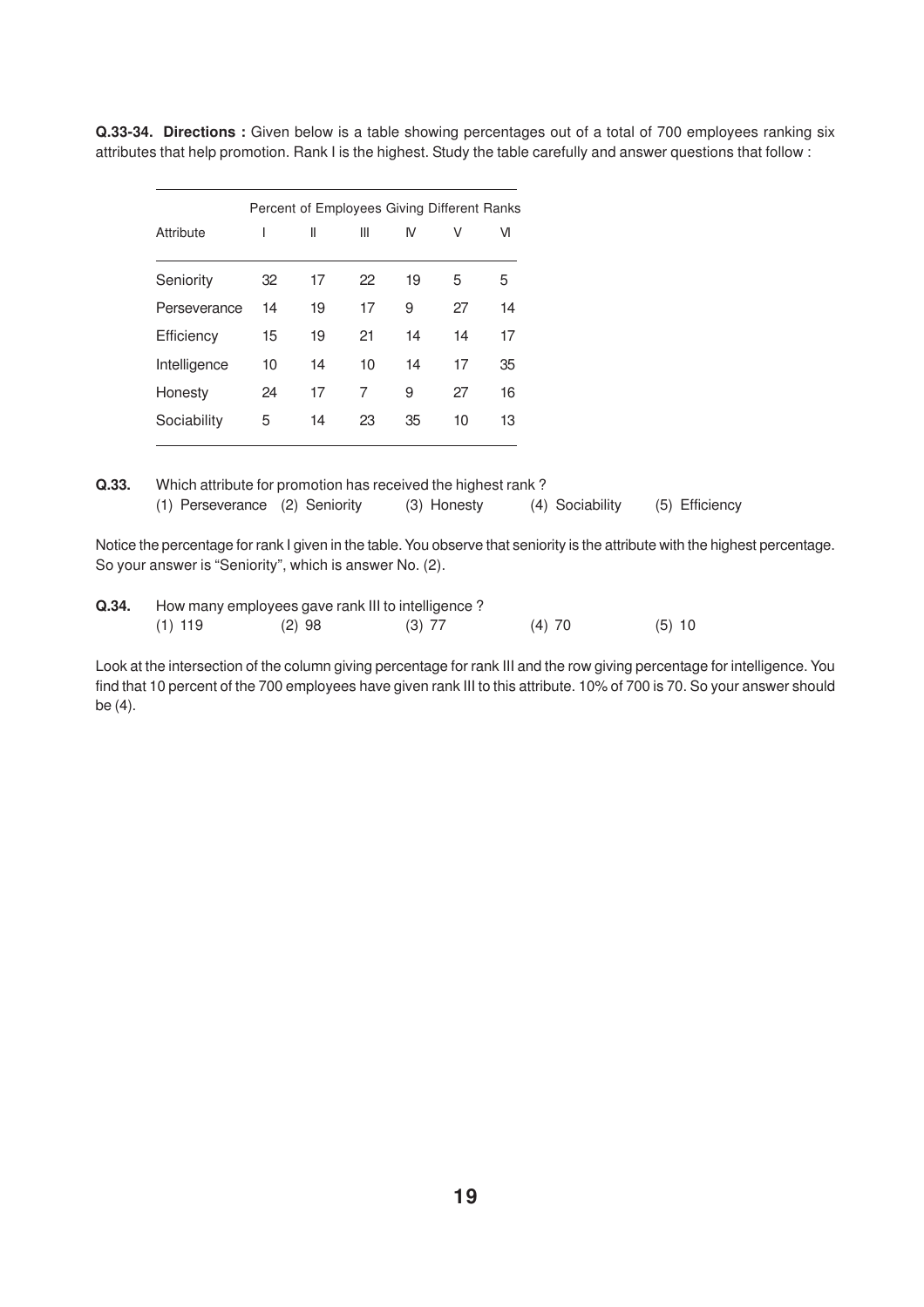**Q.33-34. Directions :** Given below is a table showing percentages out of a total of 700 employees ranking six attributes that help promotion. Rank I is the highest. Study the table carefully and answer questions that follow :

| | Percent of Employees Giving Different Ranks | | | | | |
|---|---|---|---|---|---|---|
| Attribute | I | II | III | IV | V | VI |
| Seniority | 32 | 17 | 22 | 19 | 5 | 5 |
| Perseverance | 14 | 19 | 17 | 9 | 27 | 14 |
| Efficiency | 15 | 19 | 21 | 14 | 14 | 17 |
| Intelligence | 10 | 14 | 10 | 14 | 17 | 35 |
| Honesty | 24 | 17 | 7 | 9 | 27 | 16 |
| Sociability | 5 | 14 | 23 | 35 | 10 | 13 |

**Q.33.** Which attribute for promotion has received the highest rank ?

(1) Perseverance (2) Seniority (3) Honesty (4) Sociability (5) Efficiency

Notice the percentage for rank I given in the table. You observe that seniority is the attribute with the highest percentage. So your answer is "Seniority", which is answer No. (2).

**Q.34.** How many employees gave rank III to intelligence ?

(1) 119 (2) 98 (3) 77 (4) 70 (5) 10

Look at the intersection of the column giving percentage for rank III and the row giving percentage for intelligence. You find that 10 percent of the 700 employees have given rank III to this attribute. 10% of 700 is 70. So your answer should be (4).